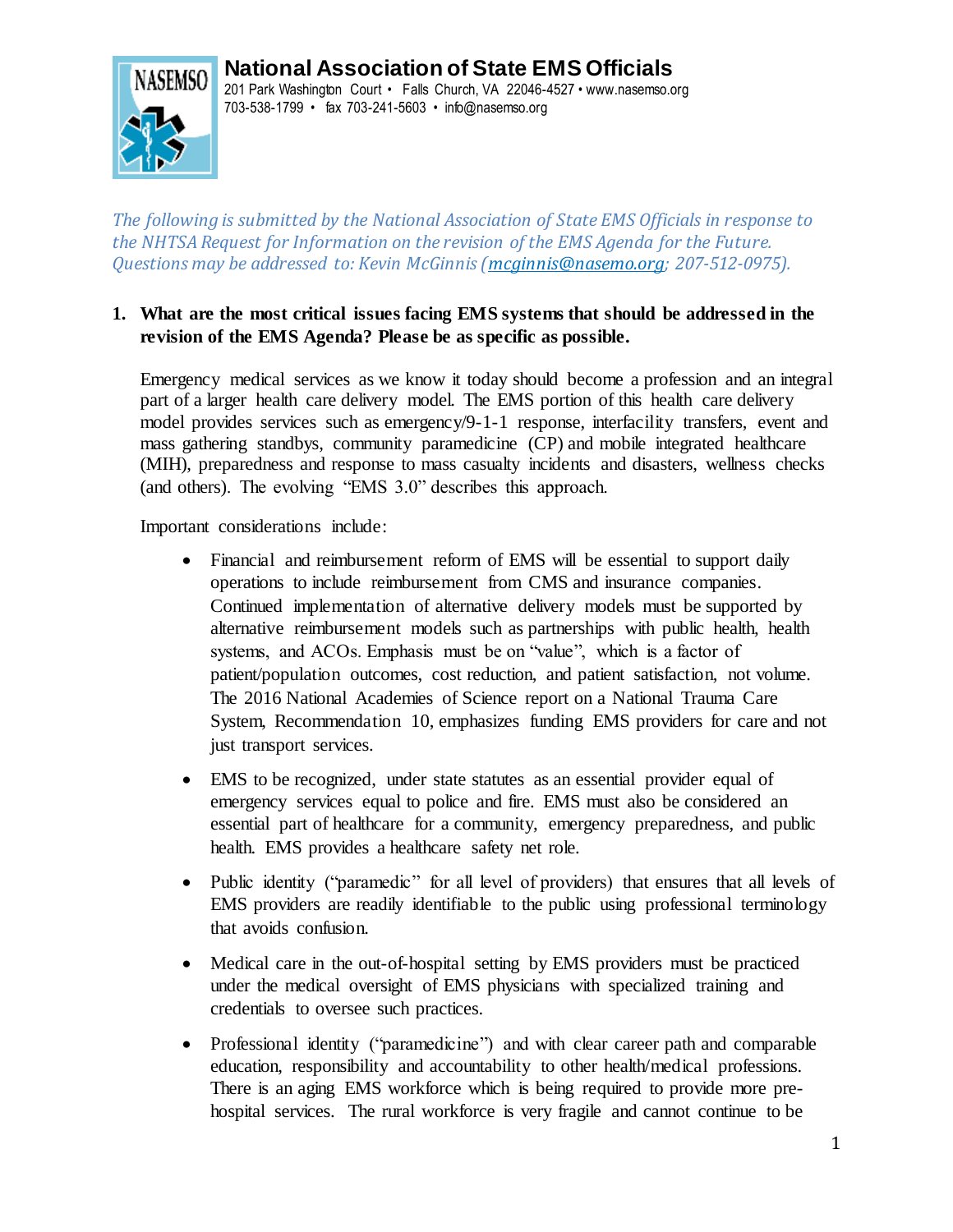# National Association of State EMS Officials

201 Park Washington Court • Falls Church, VA 22046-4527 • www.nasemso.org
703-538-1799 • fax 703-241-5603 • info@nasemso.org

*The following is submitted by the National Association of State EMS Officials in response to the NHTSA Request for Information on the revision of the EMS Agenda for the Future. Questions may be addressed to: Kevin McGinnis (mcginnis@nasemo.org; 207-512-0975).*

**1. What are the most critical issues facing EMS systems that should be addressed in the revision of the EMS Agenda? Please be as specific as possible.**

Emergency medical services as we know it today should become a profession and an integral part of a larger health care delivery model. The EMS portion of this health care delivery model provides services such as emergency/9-1-1 response, interfacility transfers, event and mass gathering standbys, community paramedicine (CP) and mobile integrated healthcare (MIH), preparedness and response to mass casualty incidents and disasters, wellness checks (and others). The evolving "EMS 3.0" describes this approach.

Important considerations include:

- Financial and reimbursement reform of EMS will be essential to support daily operations to include reimbursement from CMS and insurance companies. Continued implementation of alternative delivery models must be supported by alternative reimbursement models such as partnerships with public health, health systems, and ACOs. Emphasis must be on "value", which is a factor of patient/population outcomes, cost reduction, and patient satisfaction, not volume. The 2016 National Academies of Science report on a National Trauma Care System, Recommendation 10, emphasizes funding EMS providers for care and not just transport services.

- EMS to be recognized, under state statutes as an essential provider equal of emergency services equal to police and fire. EMS must also be considered an essential part of healthcare for a community, emergency preparedness, and public health. EMS provides a healthcare safety net role.

- Public identity ("paramedic" for all level of providers) that ensures that all levels of EMS providers are readily identifiable to the public using professional terminology that avoids confusion.

- Medical care in the out-of-hospital setting by EMS providers must be practiced under the medical oversight of EMS physicians with specialized training and credentials to oversee such practices.

- Professional identity ("paramedicine") and with clear career path and comparable education, responsibility and accountability to other health/medical professions. There is an aging EMS workforce which is being required to provide more pre-hospital services. The rural workforce is very fragile and cannot continue to be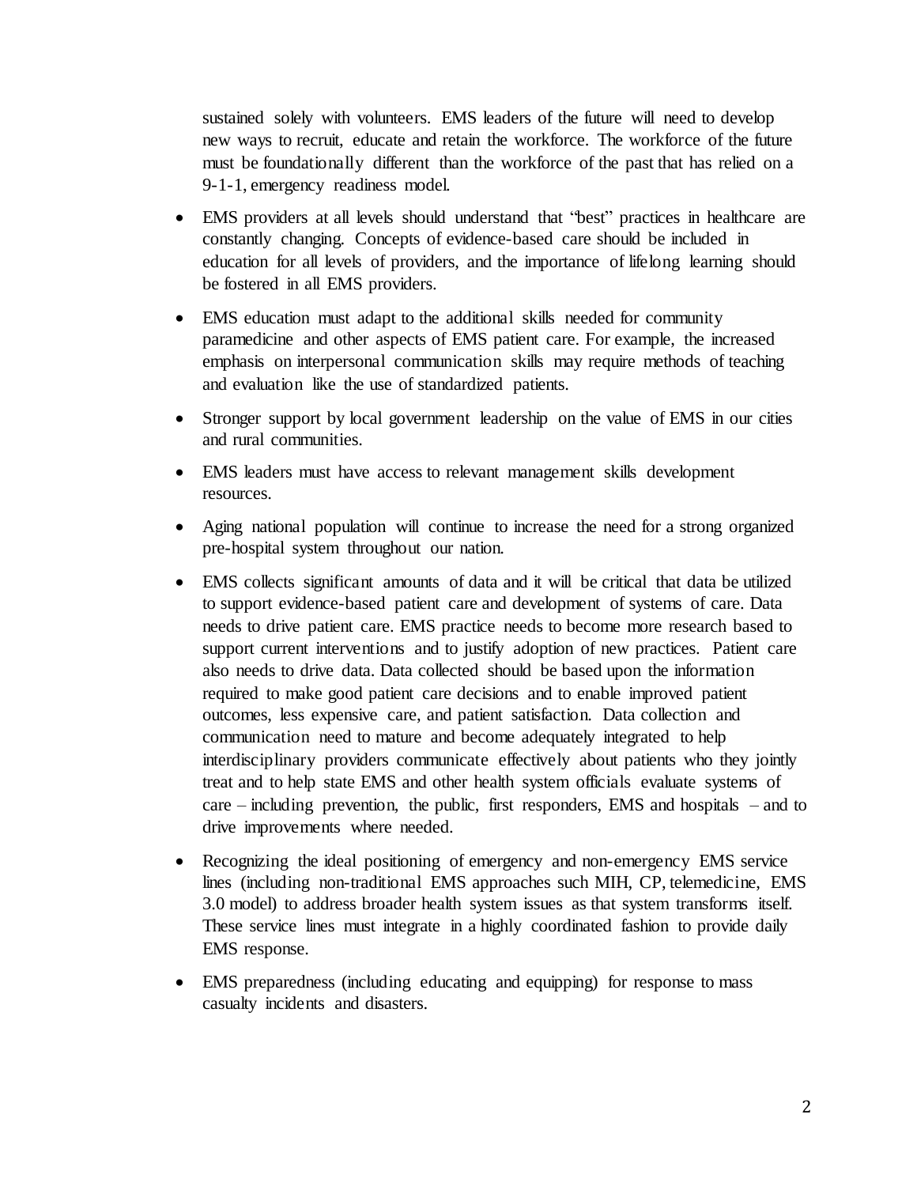sustained solely with volunteers. EMS leaders of the future will need to develop new ways to recruit, educate and retain the workforce. The workforce of the future must be foundationally different than the workforce of the past that has relied on a 9-1-1, emergency readiness model.

- EMS providers at all levels should understand that "best" practices in healthcare are constantly changing. Concepts of evidence-based care should be included in education for all levels of providers, and the importance of lifelong learning should be fostered in all EMS providers.
- EMS education must adapt to the additional skills needed for community paramedicine and other aspects of EMS patient care. For example, the increased emphasis on interpersonal communication skills may require methods of teaching and evaluation like the use of standardized patients.
- Stronger support by local government leadership on the value of EMS in our cities and rural communities.
- EMS leaders must have access to relevant management skills development resources.
- Aging national population will continue to increase the need for a strong organized pre-hospital system throughout our nation.
- EMS collects significant amounts of data and it will be critical that data be utilized to support evidence-based patient care and development of systems of care. Data needs to drive patient care. EMS practice needs to become more research based to support current interventions and to justify adoption of new practices. Patient care also needs to drive data. Data collected should be based upon the information required to make good patient care decisions and to enable improved patient outcomes, less expensive care, and patient satisfaction. Data collection and communication need to mature and become adequately integrated to help interdisciplinary providers communicate effectively about patients who they jointly treat and to help state EMS and other health system officials evaluate systems of care – including prevention, the public, first responders, EMS and hospitals – and to drive improvements where needed.
- Recognizing the ideal positioning of emergency and non-emergency EMS service lines (including non-traditional EMS approaches such MIH, CP, telemedicine, EMS 3.0 model) to address broader health system issues as that system transforms itself. These service lines must integrate in a highly coordinated fashion to provide daily EMS response.
- EMS preparedness (including educating and equipping) for response to mass casualty incidents and disasters.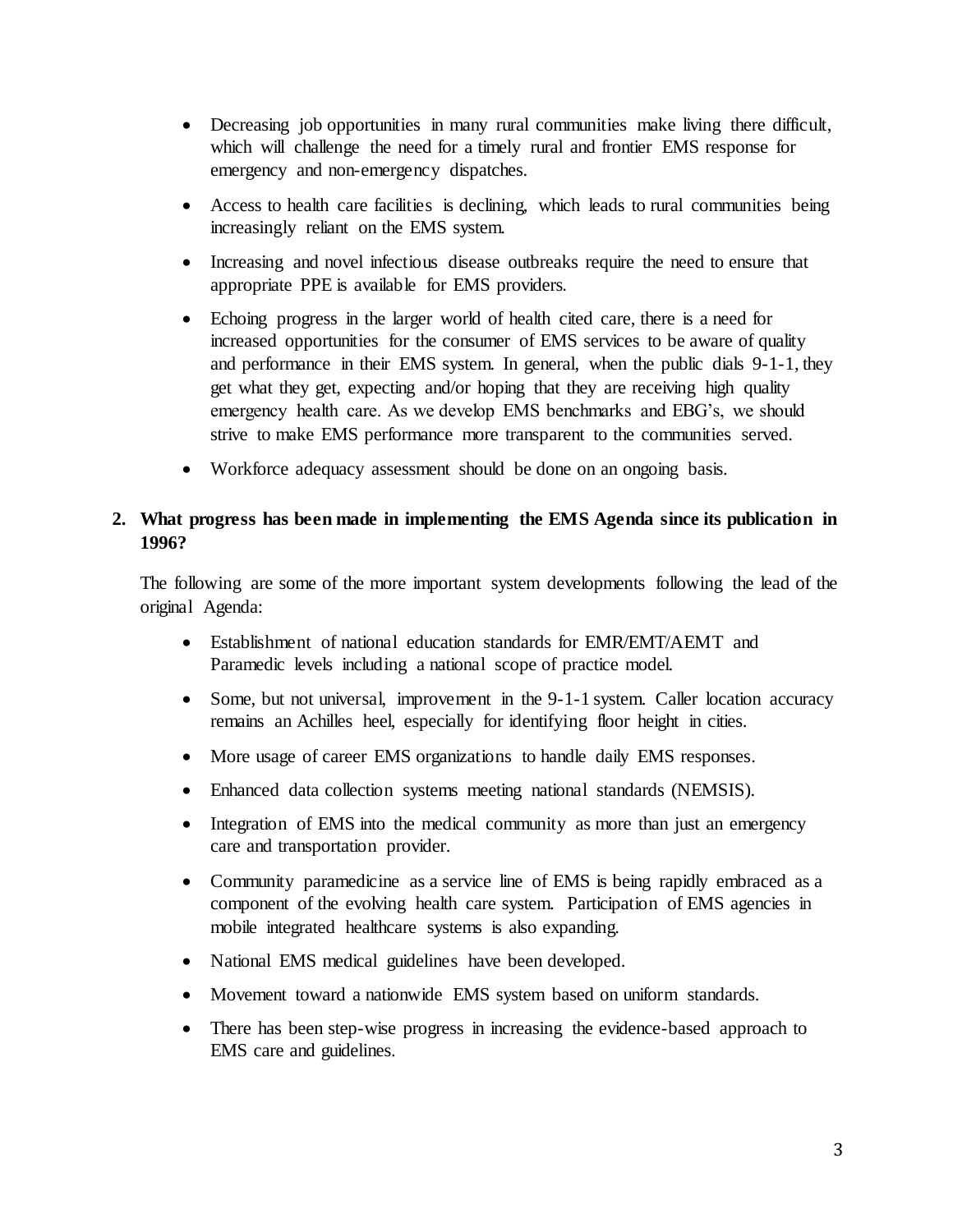- Decreasing job opportunities in many rural communities make living there difficult, which will challenge the need for a timely rural and frontier EMS response for emergency and non-emergency dispatches.
- Access to health care facilities is declining, which leads to rural communities being increasingly reliant on the EMS system.
- Increasing and novel infectious disease outbreaks require the need to ensure that appropriate PPE is available for EMS providers.
- Echoing progress in the larger world of health cited care, there is a need for increased opportunities for the consumer of EMS services to be aware of quality and performance in their EMS system. In general, when the public dials 9-1-1, they get what they get, expecting and/or hoping that they are receiving high quality emergency health care. As we develop EMS benchmarks and EBG's, we should strive to make EMS performance more transparent to the communities served.
- Workforce adequacy assessment should be done on an ongoing basis.

**2. What progress has been made in implementing the EMS Agenda since its publication in 1996?**

The following are some of the more important system developments following the lead of the original Agenda:

- Establishment of national education standards for EMR/EMT/AEMT and Paramedic levels including a national scope of practice model.
- Some, but not universal, improvement in the 9-1-1 system. Caller location accuracy remains an Achilles heel, especially for identifying floor height in cities.
- More usage of career EMS organizations to handle daily EMS responses.
- Enhanced data collection systems meeting national standards (NEMSIS).
- Integration of EMS into the medical community as more than just an emergency care and transportation provider.
- Community paramedicine as a service line of EMS is being rapidly embraced as a component of the evolving health care system. Participation of EMS agencies in mobile integrated healthcare systems is also expanding.
- National EMS medical guidelines have been developed.
- Movement toward a nationwide EMS system based on uniform standards.
- There has been step-wise progress in increasing the evidence-based approach to EMS care and guidelines.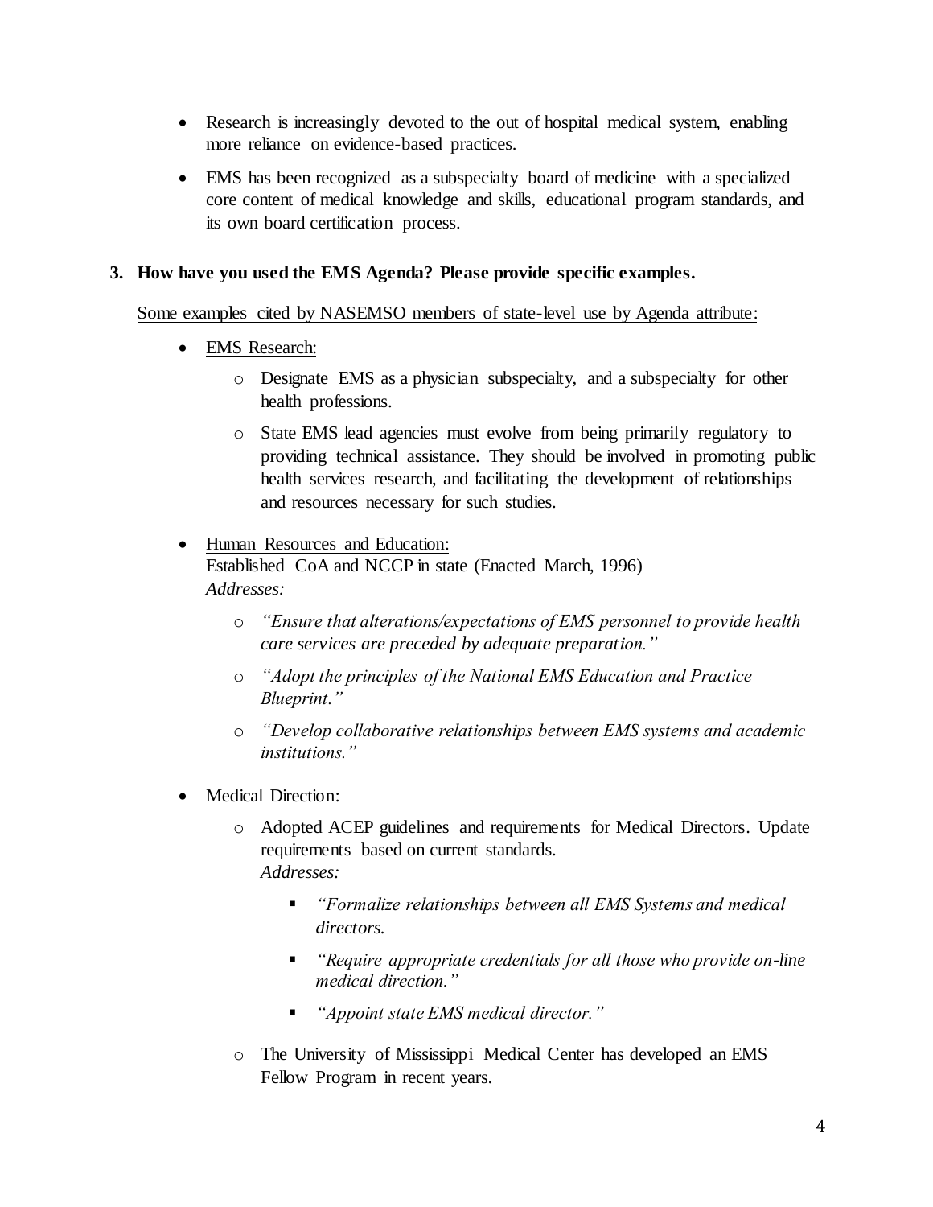- Research is increasingly devoted to the out of hospital medical system, enabling more reliance on evidence-based practices.
- EMS has been recognized as a subspecialty board of medicine with a specialized core content of medical knowledge and skills, educational program standards, and its own board certification process.

**3. How have you used the EMS Agenda? Please provide specific examples.**

Some examples cited by NASEMSO members of state-level use by Agenda attribute:

- EMS Research:
    - Designate EMS as a physician subspecialty, and a subspecialty for other health professions.
    - State EMS lead agencies must evolve from being primarily regulatory to providing technical assistance. They should be involved in promoting public health services research, and facilitating the development of relationships and resources necessary for such studies.
- Human Resources and Education:
  Established CoA and NCCP in state (Enacted March, 1996)
  *Addresses:*
    - *"Ensure that alterations/expectations of EMS personnel to provide health care services are preceded by adequate preparation."*
    - *"Adopt the principles of the National EMS Education and Practice Blueprint."*
    - *"Develop collaborative relationships between EMS systems and academic institutions."*
- Medical Direction:
    - Adopted ACEP guidelines and requirements for Medical Directors. Update requirements based on current standards.
      *Addresses:*
        - *"Formalize relationships between all EMS Systems and medical directors.*
        - *"Require appropriate credentials for all those who provide on-line medical direction."*
        - *"Appoint state EMS medical director."*
    - The University of Mississippi Medical Center has developed an EMS Fellow Program in recent years.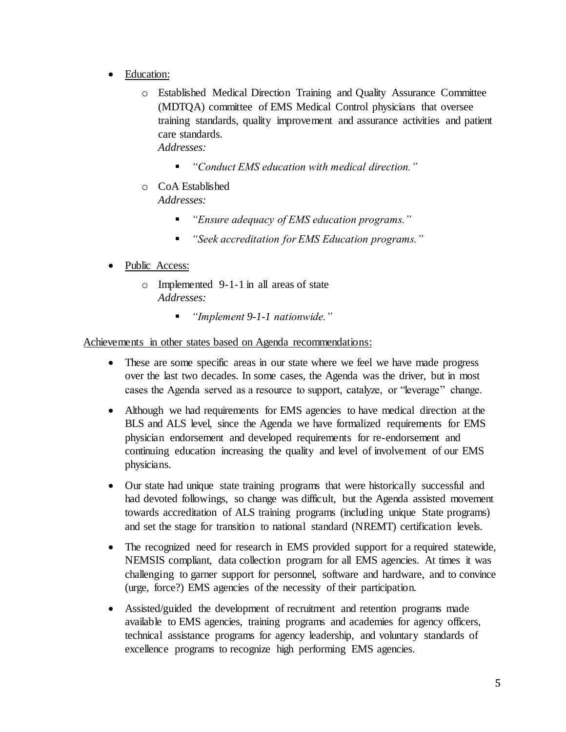- Education:
    - Established Medical Direction Training and Quality Assurance Committee (MDTQA) committee of EMS Medical Control physicians that oversee training standards, quality improvement and assurance activities and patient care standards.
      *Addresses:*
        - *"Conduct EMS education with medical direction."*
    - CoA Established
      *Addresses:*
        - *"Ensure adequacy of EMS education programs."*
        - *"Seek accreditation for EMS Education programs."*
- Public Access:
    - Implemented 9-1-1 in all areas of state
      *Addresses:*
        - *"Implement 9-1-1 nationwide."*

Achievements in other states based on Agenda recommendations:

- These are some specific areas in our state where we feel we have made progress over the last two decades. In some cases, the Agenda was the driver, but in most cases the Agenda served as a resource to support, catalyze, or "leverage" change.
- Although we had requirements for EMS agencies to have medical direction at the BLS and ALS level, since the Agenda we have formalized requirements for EMS physician endorsement and developed requirements for re-endorsement and continuing education increasing the quality and level of involvement of our EMS physicians.
- Our state had unique state training programs that were historically successful and had devoted followings, so change was difficult, but the Agenda assisted movement towards accreditation of ALS training programs (including unique State programs) and set the stage for transition to national standard (NREMT) certification levels.
- The recognized need for research in EMS provided support for a required statewide, NEMSIS compliant, data collection program for all EMS agencies. At times it was challenging to garner support for personnel, software and hardware, and to convince (urge, force?) EMS agencies of the necessity of their participation.
- Assisted/guided the development of recruitment and retention programs made available to EMS agencies, training programs and academies for agency officers, technical assistance programs for agency leadership, and voluntary standards of excellence programs to recognize high performing EMS agencies.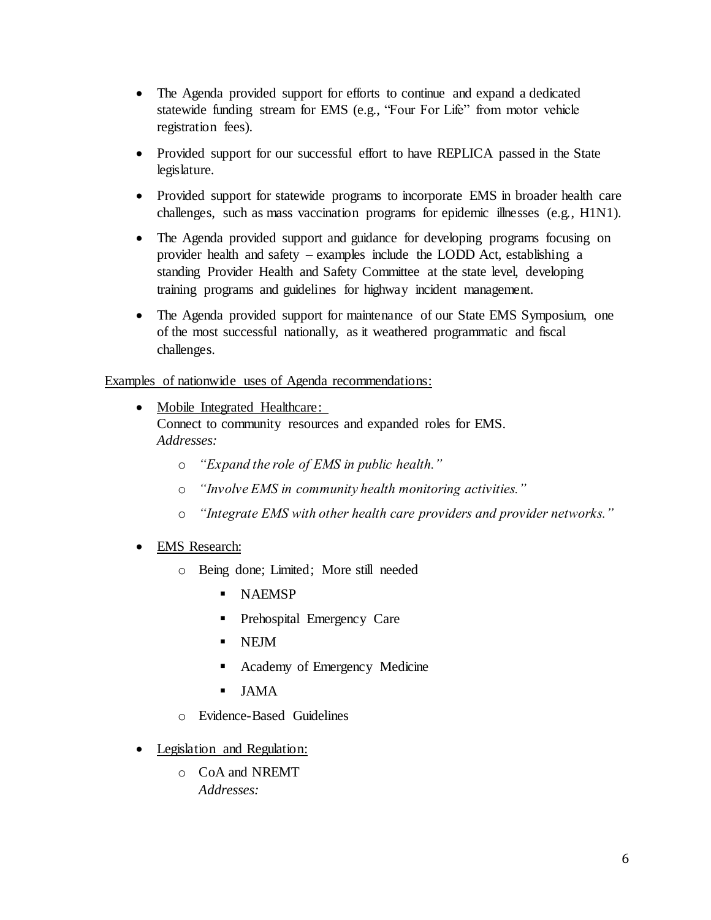- The Agenda provided support for efforts to continue and expand a dedicated statewide funding stream for EMS (e.g., "Four For Life" from motor vehicle registration fees).

- Provided support for our successful effort to have REPLICA passed in the State legislature.

- Provided support for statewide programs to incorporate EMS in broader health care challenges, such as mass vaccination programs for epidemic illnesses (e.g., H1N1).

- The Agenda provided support and guidance for developing programs focusing on provider health and safety – examples include the LODD Act, establishing a standing Provider Health and Safety Committee at the state level, developing training programs and guidelines for highway incident management.

- The Agenda provided support for maintenance of our State EMS Symposium, one of the most successful nationally, as it weathered programmatic and fiscal challenges.

<u>Examples of nationwide uses of Agenda recommendations:</u>

- <u>Mobile Integrated Healthcare:</u>
  Connect to community resources and expanded roles for EMS.
  *Addresses:*
  - *"Expand the role of EMS in public health."*
  - *"Involve EMS in community health monitoring activities."*
  - *"Integrate EMS with other health care providers and provider networks."*

- <u>EMS Research:</u>
  - Being done; Limited; More still needed
    - NAEMSP
    - Prehospital Emergency Care
    - NEJM
    - Academy of Emergency Medicine
    - JAMA
  - Evidence-Based Guidelines

- <u>Legislation and Regulation:</u>
  - CoA and NREMT
    *Addresses:*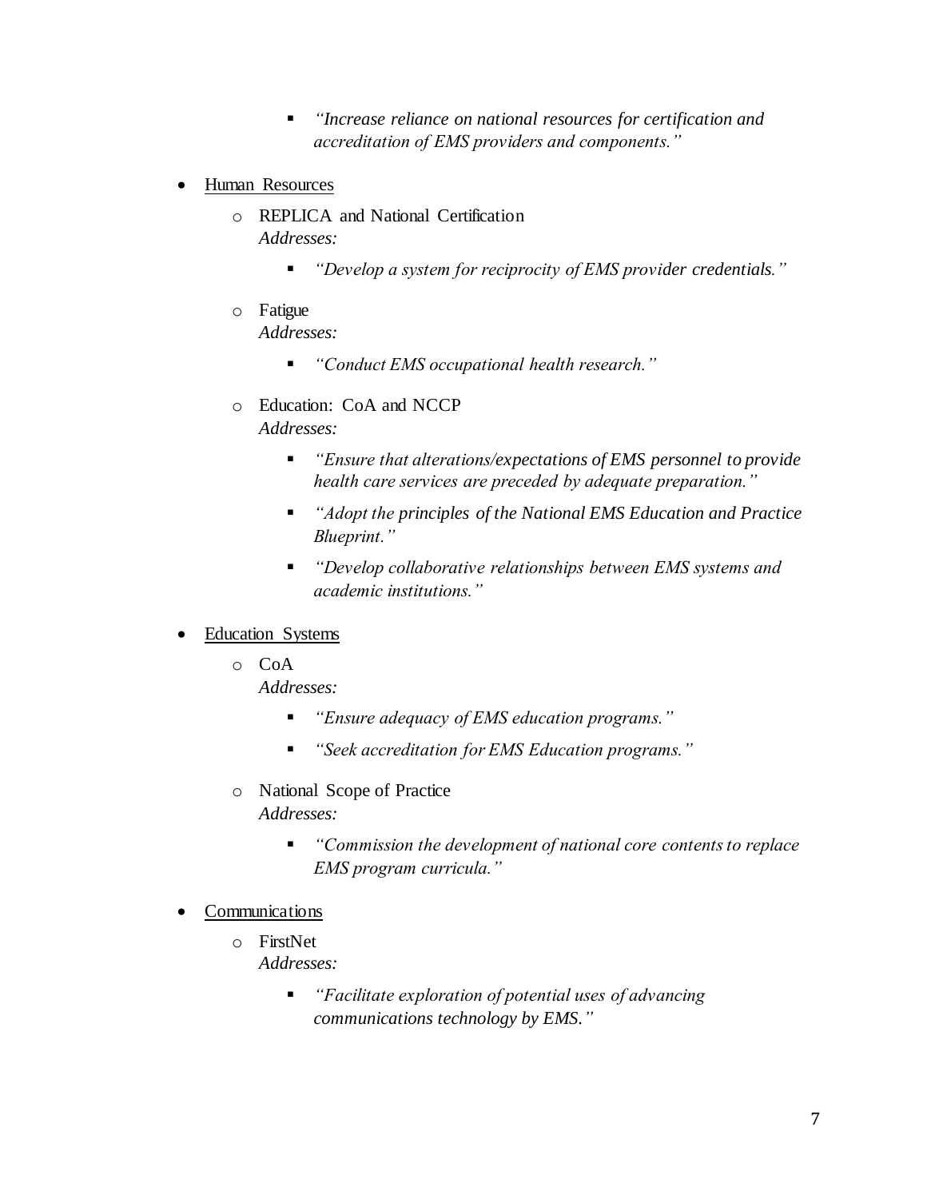- *"Increase reliance on national resources for certification and accreditation of EMS providers and components."*

- Human Resources
    - REPLICA and National Certification
      *Addresses:*
        - *"Develop a system for reciprocity of EMS provider credentials."*
    - Fatigue
      *Addresses:*
        - *"Conduct EMS occupational health research."*
    - Education: CoA and NCCP
      *Addresses:*
        - *"Ensure that alterations/expectations of EMS personnel to provide health care services are preceded by adequate preparation."*
        - *"Adopt the principles of the National EMS Education and Practice Blueprint."*
        - *"Develop collaborative relationships between EMS systems and academic institutions."*

- Education Systems
    - CoA
      *Addresses:*
        - *"Ensure adequacy of EMS education programs."*
        - *"Seek accreditation for EMS Education programs."*
    - National Scope of Practice
      *Addresses:*
        - *"Commission the development of national core contents to replace EMS program curricula."*

- Communications
    - FirstNet
      *Addresses:*
        - *"Facilitate exploration of potential uses of advancing communications technology by EMS."*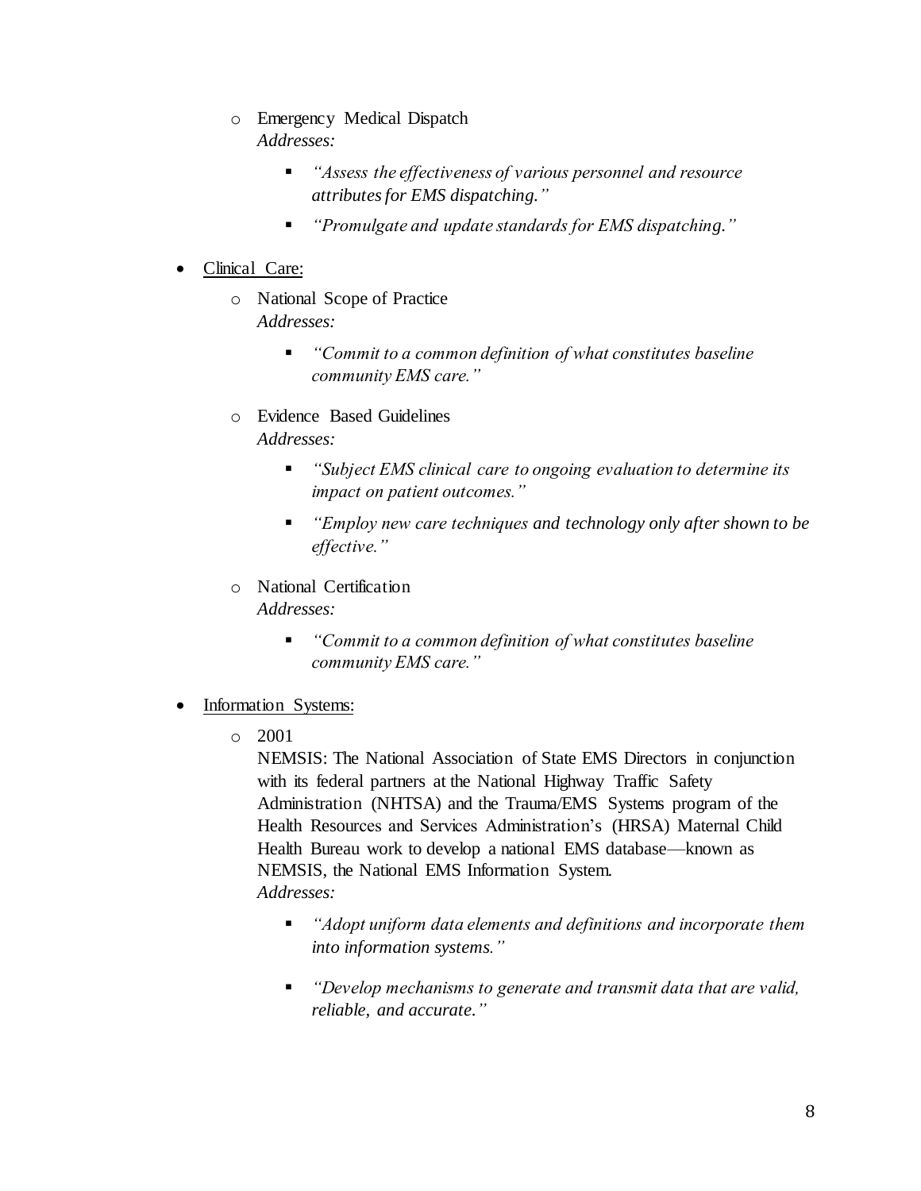- Emergency Medical Dispatch
  *Addresses:*
  - *"Assess the effectiveness of various personnel and resource attributes for EMS dispatching."*
  - *"Promulgate and update standards for EMS dispatching."*

- Clinical Care:
  - National Scope of Practice
    *Addresses:*
    - *"Commit to a common definition of what constitutes baseline community EMS care."*
  - Evidence Based Guidelines
    *Addresses:*
    - *"Subject EMS clinical care to ongoing evaluation to determine its impact on patient outcomes."*
    - *"Employ new care techniques and technology only after shown to be effective."*
  - National Certification
    *Addresses:*
    - *"Commit to a common definition of what constitutes baseline community EMS care."*

- Information Systems:
  - 2001
    NEMSIS: The National Association of State EMS Directors in conjunction with its federal partners at the National Highway Traffic Safety Administration (NHTSA) and the Trauma/EMS Systems program of the Health Resources and Services Administration's (HRSA) Maternal Child Health Bureau work to develop a national EMS database—known as NEMSIS, the National EMS Information System.
    *Addresses:*
    - *"Adopt uniform data elements and definitions and incorporate them into information systems."*
    - *"Develop mechanisms to generate and transmit data that are valid, reliable, and accurate."*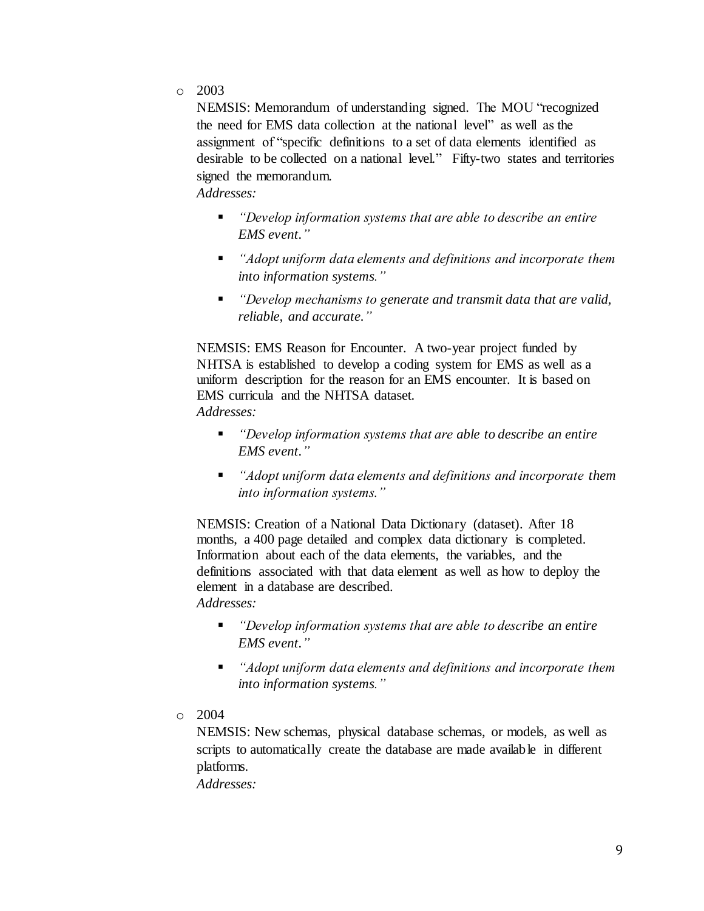- 2003

  NEMSIS: Memorandum of understanding signed. The MOU "recognized the need for EMS data collection at the national level" as well as the assignment of "specific definitions to a set of data elements identified as desirable to be collected on a national level." Fifty-two states and territories signed the memorandum.

  *Addresses:*

  - *"Develop information systems that are able to describe an entire EMS event."*
  - *"Adopt uniform data elements and definitions and incorporate them into information systems."*
  - *"Develop mechanisms to generate and transmit data that are valid, reliable, and accurate."*

  NEMSIS: EMS Reason for Encounter. A two-year project funded by NHTSA is established to develop a coding system for EMS as well as a uniform description for the reason for an EMS encounter. It is based on EMS curricula and the NHTSA dataset.

  *Addresses:*

  - *"Develop information systems that are able to describe an entire EMS event."*
  - *"Adopt uniform data elements and definitions and incorporate them into information systems."*

  NEMSIS: Creation of a National Data Dictionary (dataset). After 18 months, a 400 page detailed and complex data dictionary is completed. Information about each of the data elements, the variables, and the definitions associated with that data element as well as how to deploy the element in a database are described.

  *Addresses:*

  - *"Develop information systems that are able to describe an entire EMS event."*
  - *"Adopt uniform data elements and definitions and incorporate them into information systems."*

- 2004

  NEMSIS: New schemas, physical database schemas, or models, as well as scripts to automatically create the database are made available in different platforms.

  *Addresses:*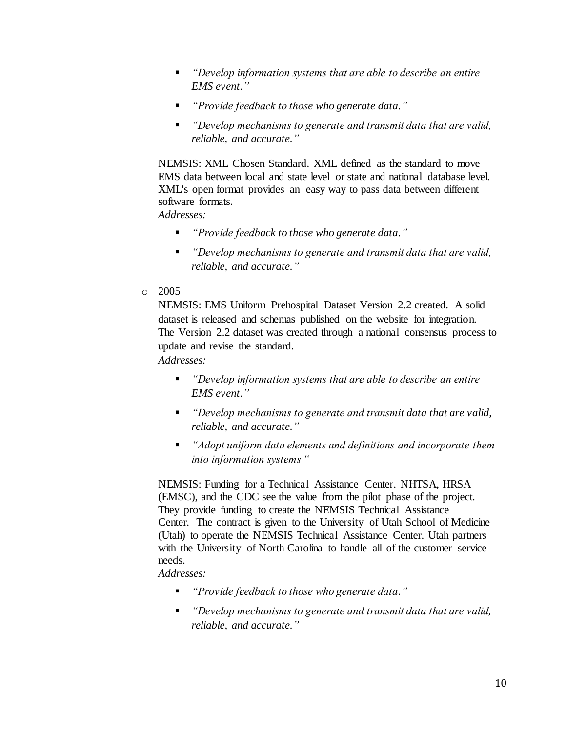- *"Develop information systems that are able to describe an entire EMS event."*
- *"Provide feedback to those who generate data."*
- *"Develop mechanisms to generate and transmit data that are valid, reliable, and accurate."*

NEMSIS: XML Chosen Standard. XML defined as the standard to move EMS data between local and state level or state and national database level. XML's open format provides an easy way to pass data between different software formats.
*Addresses:*

- *"Provide feedback to those who generate data."*
- *"Develop mechanisms to generate and transmit data that are valid, reliable, and accurate."*

- 2005

  NEMSIS: EMS Uniform Prehospital Dataset Version 2.2 created. A solid dataset is released and schemas published on the website for integration. The Version 2.2 dataset was created through a national consensus process to update and revise the standard.
  *Addresses:*

  - *"Develop information systems that are able to describe an entire EMS event."*
  - *"Develop mechanisms to generate and transmit data that are valid, reliable, and accurate."*
  - *"Adopt uniform data elements and definitions and incorporate them into information systems "*

  NEMSIS: Funding for a Technical Assistance Center. NHTSA, HRSA (EMSC), and the CDC see the value from the pilot phase of the project. They provide funding to create the NEMSIS Technical Assistance Center. The contract is given to the University of Utah School of Medicine (Utah) to operate the NEMSIS Technical Assistance Center. Utah partners with the University of North Carolina to handle all of the customer service needs.
  *Addresses:*

  - *"Provide feedback to those who generate data."*
  - *"Develop mechanisms to generate and transmit data that are valid, reliable, and accurate."*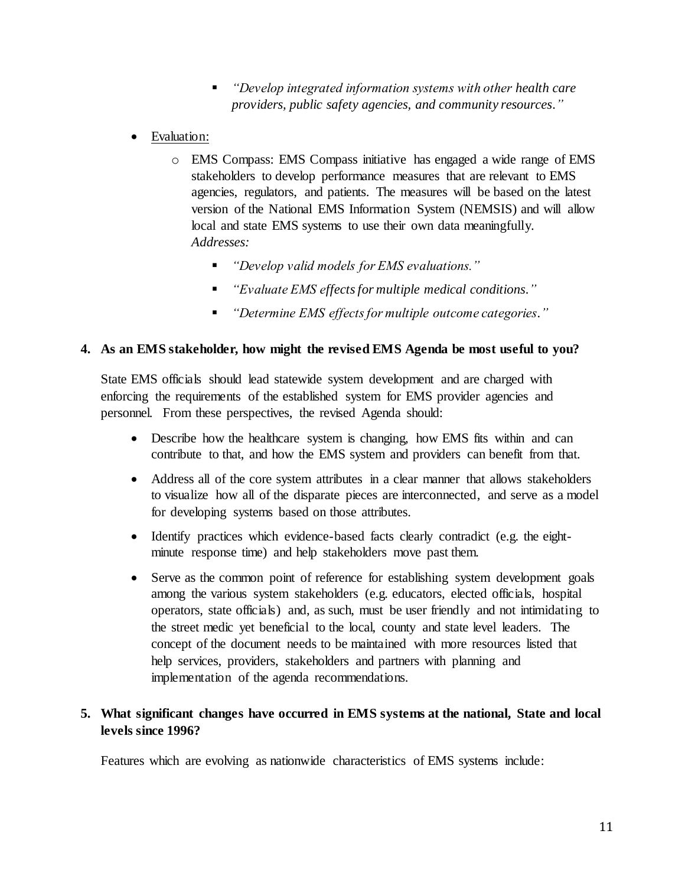- *"Develop integrated information systems with other health care providers, public safety agencies, and community resources."*

- Evaluation:
  - EMS Compass: EMS Compass initiative has engaged a wide range of EMS stakeholders to develop performance measures that are relevant to EMS agencies, regulators, and patients. The measures will be based on the latest version of the National EMS Information System (NEMSIS) and will allow local and state EMS systems to use their own data meaningfully. *Addresses:*
    - *"Develop valid models for EMS evaluations."*
    - *"Evaluate EMS effects for multiple medical conditions."*
    - *"Determine EMS effects for multiple outcome categories."*

**4. As an EMS stakeholder, how might the revised EMS Agenda be most useful to you?**

State EMS officials should lead statewide system development and are charged with enforcing the requirements of the established system for EMS provider agencies and personnel. From these perspectives, the revised Agenda should:

- Describe how the healthcare system is changing, how EMS fits within and can contribute to that, and how the EMS system and providers can benefit from that.
- Address all of the core system attributes in a clear manner that allows stakeholders to visualize how all of the disparate pieces are interconnected, and serve as a model for developing systems based on those attributes.
- Identify practices which evidence-based facts clearly contradict (e.g. the eight-minute response time) and help stakeholders move past them.
- Serve as the common point of reference for establishing system development goals among the various system stakeholders (e.g. educators, elected officials, hospital operators, state officials) and, as such, must be user friendly and not intimidating to the street medic yet beneficial to the local, county and state level leaders. The concept of the document needs to be maintained with more resources listed that help services, providers, stakeholders and partners with planning and implementation of the agenda recommendations.

**5. What significant changes have occurred in EMS systems at the national, State and local levels since 1996?**

Features which are evolving as nationwide characteristics of EMS systems include: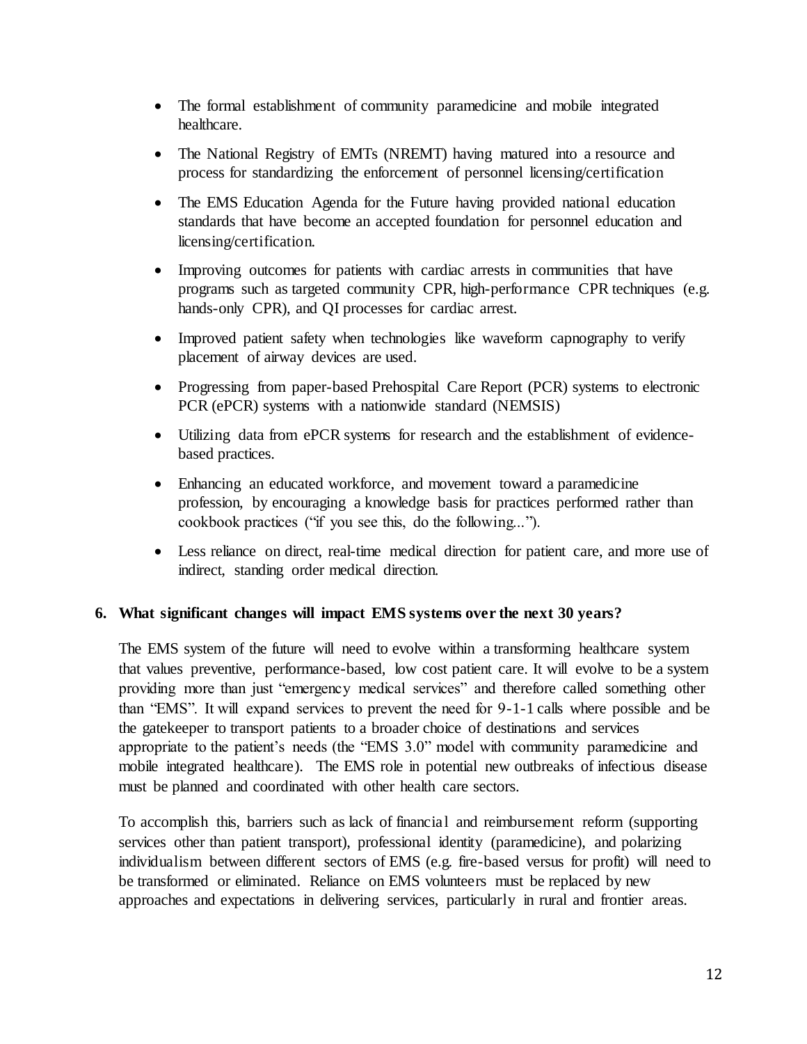- The formal establishment of community paramedicine and mobile integrated healthcare.
- The National Registry of EMTs (NREMT) having matured into a resource and process for standardizing the enforcement of personnel licensing/certification
- The EMS Education Agenda for the Future having provided national education standards that have become an accepted foundation for personnel education and licensing/certification.
- Improving outcomes for patients with cardiac arrests in communities that have programs such as targeted community CPR, high-performance CPR techniques (e.g. hands-only CPR), and QI processes for cardiac arrest.
- Improved patient safety when technologies like waveform capnography to verify placement of airway devices are used.
- Progressing from paper-based Prehospital Care Report (PCR) systems to electronic PCR (ePCR) systems with a nationwide standard (NEMSIS)
- Utilizing data from ePCR systems for research and the establishment of evidence-based practices.
- Enhancing an educated workforce, and movement toward a paramedicine profession, by encouraging a knowledge basis for practices performed rather than cookbook practices ("if you see this, do the following...").
- Less reliance on direct, real-time medical direction for patient care, and more use of indirect, standing order medical direction.

**6. What significant changes will impact EMS systems over the next 30 years?**

The EMS system of the future will need to evolve within a transforming healthcare system that values preventive, performance-based, low cost patient care. It will evolve to be a system providing more than just "emergency medical services" and therefore called something other than "EMS". It will expand services to prevent the need for 9-1-1 calls where possible and be the gatekeeper to transport patients to a broader choice of destinations and services appropriate to the patient's needs (the "EMS 3.0" model with community paramedicine and mobile integrated healthcare). The EMS role in potential new outbreaks of infectious disease must be planned and coordinated with other health care sectors.

To accomplish this, barriers such as lack of financial and reimbursement reform (supporting services other than patient transport), professional identity (paramedicine), and polarizing individualism between different sectors of EMS (e.g. fire-based versus for profit) will need to be transformed or eliminated. Reliance on EMS volunteers must be replaced by new approaches and expectations in delivering services, particularly in rural and frontier areas.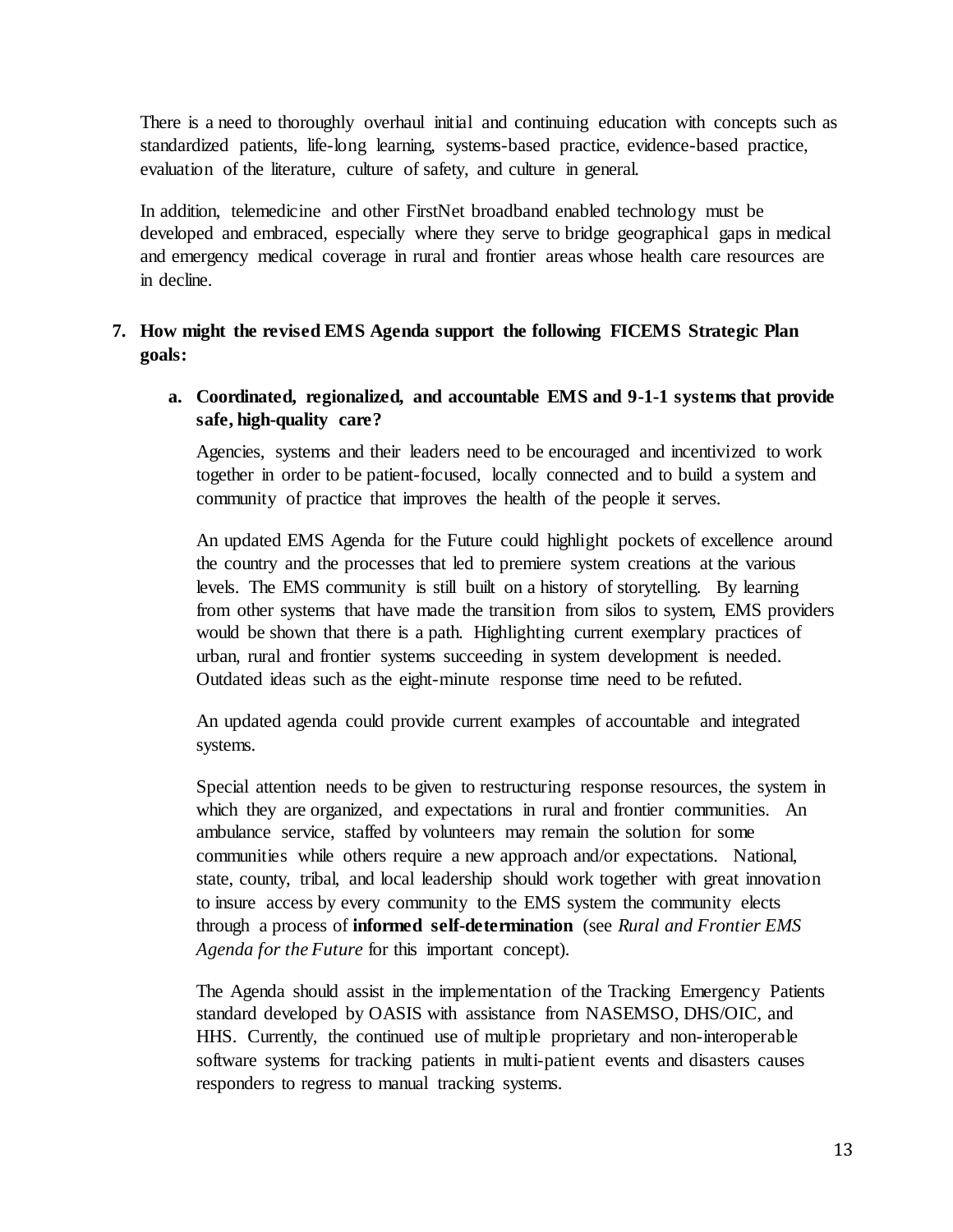There is a need to thoroughly overhaul initial and continuing education with concepts such as standardized patients, life-long learning, systems-based practice, evidence-based practice, evaluation of the literature, culture of safety, and culture in general.

In addition, telemedicine and other FirstNet broadband enabled technology must be developed and embraced, especially where they serve to bridge geographical gaps in medical and emergency medical coverage in rural and frontier areas whose health care resources are in decline.

7. **How might the revised EMS Agenda support the following FICEMS Strategic Plan goals:**

   a. **Coordinated, regionalized, and accountable EMS and 9-1-1 systems that provide safe, high-quality care?**

      Agencies, systems and their leaders need to be encouraged and incentivized to work together in order to be patient-focused, locally connected and to build a system and community of practice that improves the health of the people it serves.

      An updated EMS Agenda for the Future could highlight pockets of excellence around the country and the processes that led to premiere system creations at the various levels. The EMS community is still built on a history of storytelling. By learning from other systems that have made the transition from silos to system, EMS providers would be shown that there is a path. Highlighting current exemplary practices of urban, rural and frontier systems succeeding in system development is needed. Outdated ideas such as the eight-minute response time need to be refuted.

      An updated agenda could provide current examples of accountable and integrated systems.

      Special attention needs to be given to restructuring response resources, the system in which they are organized, and expectations in rural and frontier communities. An ambulance service, staffed by volunteers may remain the solution for some communities while others require a new approach and/or expectations. National, state, county, tribal, and local leadership should work together with great innovation to insure access by every community to the EMS system the community elects through a process of **informed self-determination** (see *Rural and Frontier EMS Agenda for the Future* for this important concept).

      The Agenda should assist in the implementation of the Tracking Emergency Patients standard developed by OASIS with assistance from NASEMSO, DHS/OIC, and HHS. Currently, the continued use of multiple proprietary and non-interoperable software systems for tracking patients in multi-patient events and disasters causes responders to regress to manual tracking systems.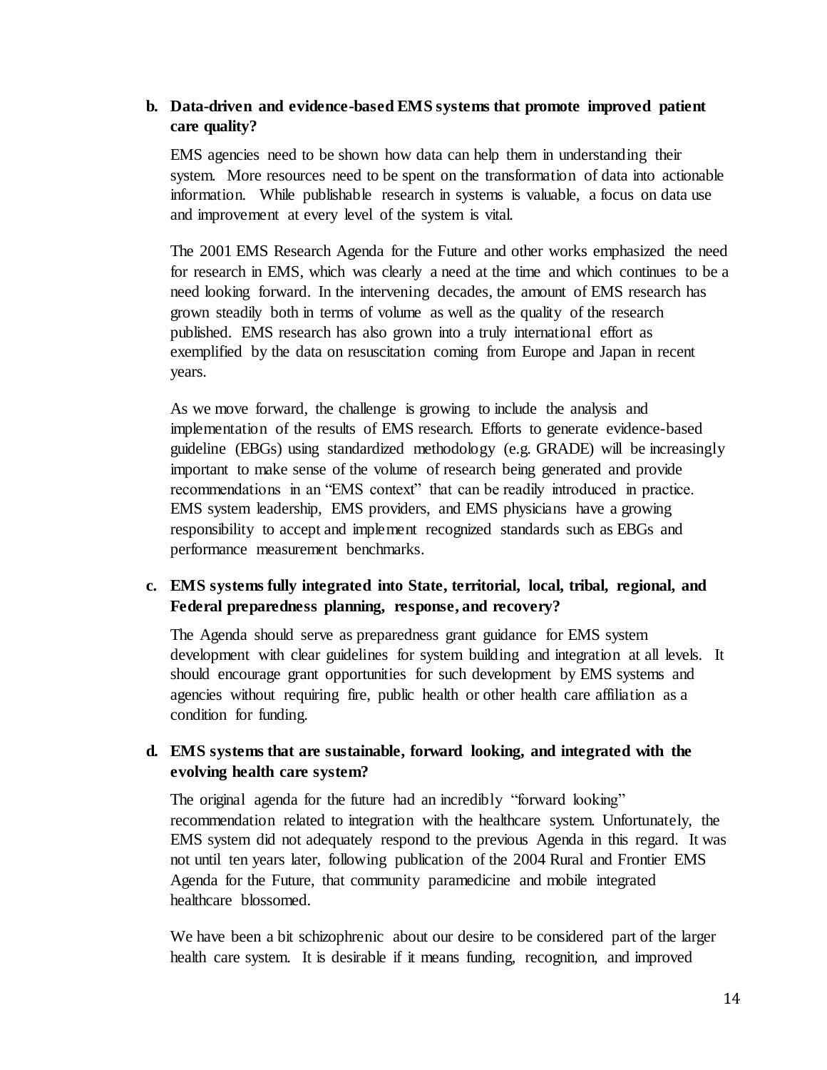**b. Data-driven and evidence-based EMS systems that promote improved patient care quality?**

EMS agencies need to be shown how data can help them in understanding their system. More resources need to be spent on the transformation of data into actionable information. While publishable research in systems is valuable, a focus on data use and improvement at every level of the system is vital.

The 2001 EMS Research Agenda for the Future and other works emphasized the need for research in EMS, which was clearly a need at the time and which continues to be a need looking forward. In the intervening decades, the amount of EMS research has grown steadily both in terms of volume as well as the quality of the research published. EMS research has also grown into a truly international effort as exemplified by the data on resuscitation coming from Europe and Japan in recent years.

As we move forward, the challenge is growing to include the analysis and implementation of the results of EMS research. Efforts to generate evidence-based guideline (EBGs) using standardized methodology (e.g. GRADE) will be increasingly important to make sense of the volume of research being generated and provide recommendations in an "EMS context" that can be readily introduced in practice. EMS system leadership, EMS providers, and EMS physicians have a growing responsibility to accept and implement recognized standards such as EBGs and performance measurement benchmarks.

**c. EMS systems fully integrated into State, territorial, local, tribal, regional, and Federal preparedness planning, response, and recovery?**

The Agenda should serve as preparedness grant guidance for EMS system development with clear guidelines for system building and integration at all levels. It should encourage grant opportunities for such development by EMS systems and agencies without requiring fire, public health or other health care affiliation as a condition for funding.

**d. EMS systems that are sustainable, forward looking, and integrated with the evolving health care system?**

The original agenda for the future had an incredibly "forward looking" recommendation related to integration with the healthcare system. Unfortunately, the EMS system did not adequately respond to the previous Agenda in this regard. It was not until ten years later, following publication of the 2004 Rural and Frontier EMS Agenda for the Future, that community paramedicine and mobile integrated healthcare blossomed.

We have been a bit schizophrenic about our desire to be considered part of the larger health care system. It is desirable if it means funding, recognition, and improved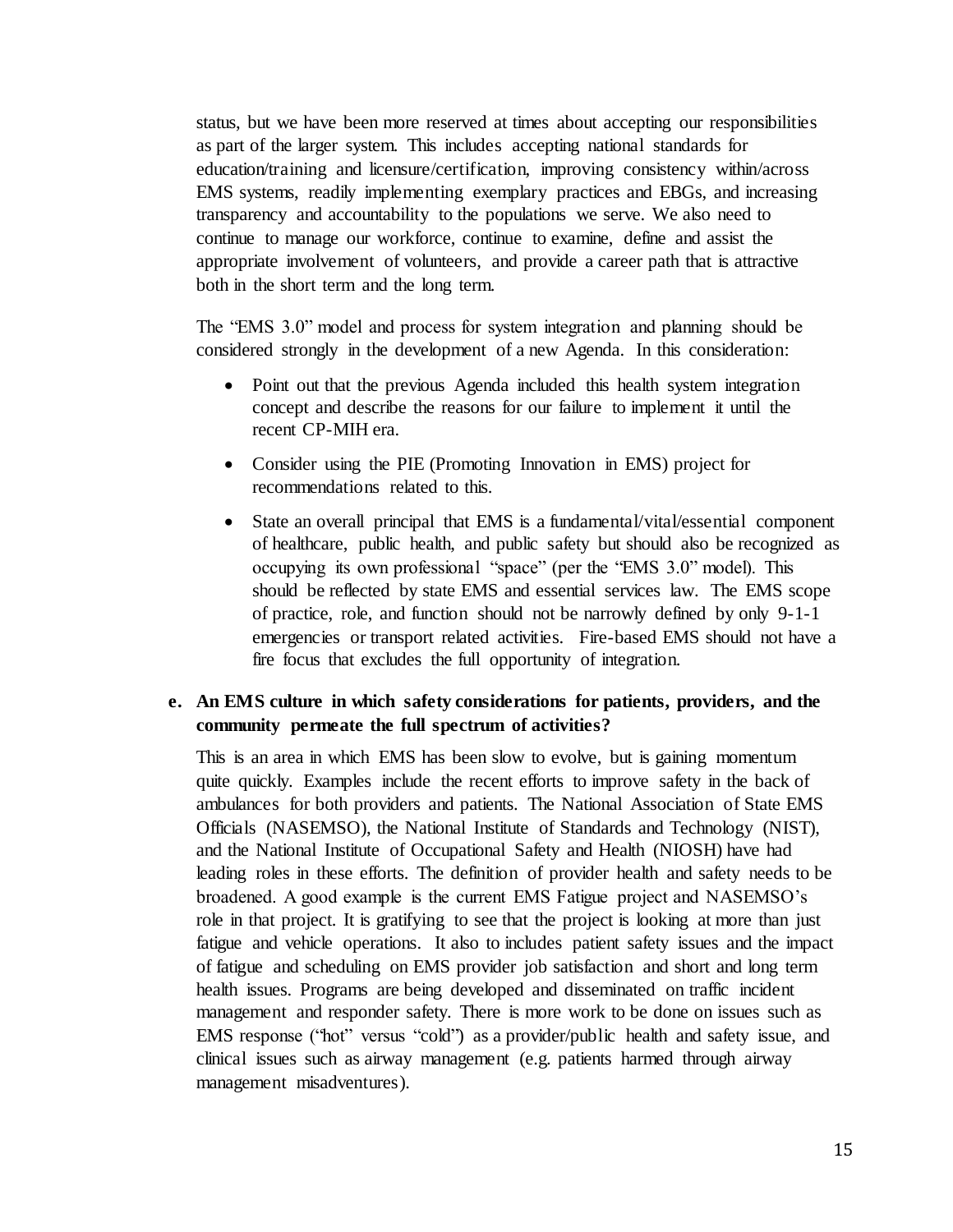status, but we have been more reserved at times about accepting our responsibilities as part of the larger system. This includes accepting national standards for education/training and licensure/certification, improving consistency within/across EMS systems, readily implementing exemplary practices and EBGs, and increasing transparency and accountability to the populations we serve. We also need to continue to manage our workforce, continue to examine, define and assist the appropriate involvement of volunteers, and provide a career path that is attractive both in the short term and the long term.

The "EMS 3.0" model and process for system integration and planning should be considered strongly in the development of a new Agenda. In this consideration:

- Point out that the previous Agenda included this health system integration concept and describe the reasons for our failure to implement it until the recent CP-MIH era.
- Consider using the PIE (Promoting Innovation in EMS) project for recommendations related to this.
- State an overall principal that EMS is a fundamental/vital/essential component of healthcare, public health, and public safety but should also be recognized as occupying its own professional "space" (per the "EMS 3.0" model). This should be reflected by state EMS and essential services law. The EMS scope of practice, role, and function should not be narrowly defined by only 9-1-1 emergencies or transport related activities. Fire-based EMS should not have a fire focus that excludes the full opportunity of integration.

**e. An EMS culture in which safety considerations for patients, providers, and the community permeate the full spectrum of activities?**

This is an area in which EMS has been slow to evolve, but is gaining momentum quite quickly. Examples include the recent efforts to improve safety in the back of ambulances for both providers and patients. The National Association of State EMS Officials (NASEMSO), the National Institute of Standards and Technology (NIST), and the National Institute of Occupational Safety and Health (NIOSH) have had leading roles in these efforts. The definition of provider health and safety needs to be broadened. A good example is the current EMS Fatigue project and NASEMSO's role in that project. It is gratifying to see that the project is looking at more than just fatigue and vehicle operations. It also to includes patient safety issues and the impact of fatigue and scheduling on EMS provider job satisfaction and short and long term health issues. Programs are being developed and disseminated on traffic incident management and responder safety. There is more work to be done on issues such as EMS response ("hot" versus "cold") as a provider/public health and safety issue, and clinical issues such as airway management (e.g. patients harmed through airway management misadventures).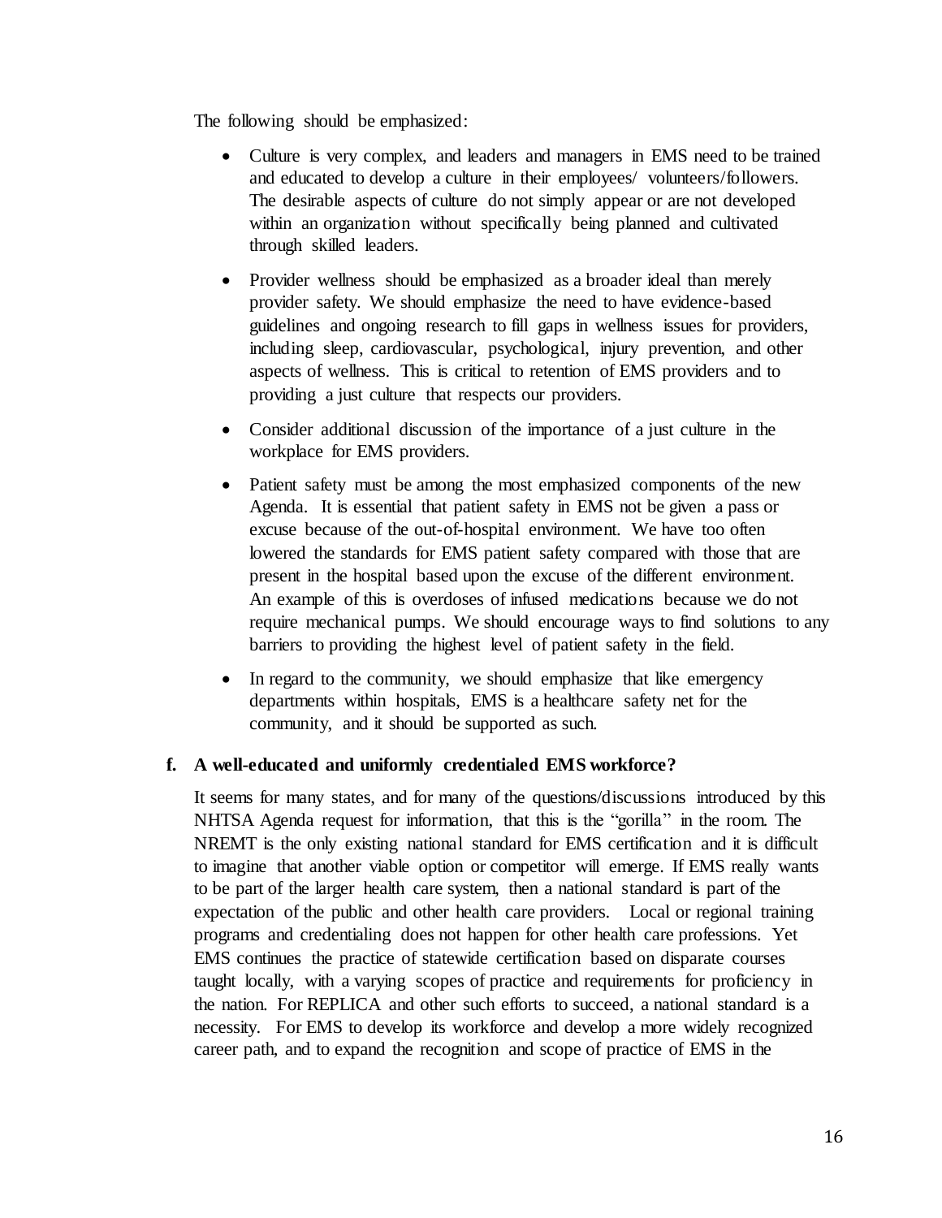The following should be emphasized:

- Culture is very complex, and leaders and managers in EMS need to be trained and educated to develop a culture in their employees/ volunteers/followers. The desirable aspects of culture do not simply appear or are not developed within an organization without specifically being planned and cultivated through skilled leaders.
- Provider wellness should be emphasized as a broader ideal than merely provider safety. We should emphasize the need to have evidence-based guidelines and ongoing research to fill gaps in wellness issues for providers, including sleep, cardiovascular, psychological, injury prevention, and other aspects of wellness. This is critical to retention of EMS providers and to providing a just culture that respects our providers.
- Consider additional discussion of the importance of a just culture in the workplace for EMS providers.
- Patient safety must be among the most emphasized components of the new Agenda. It is essential that patient safety in EMS not be given a pass or excuse because of the out-of-hospital environment. We have too often lowered the standards for EMS patient safety compared with those that are present in the hospital based upon the excuse of the different environment. An example of this is overdoses of infused medications because we do not require mechanical pumps. We should encourage ways to find solutions to any barriers to providing the highest level of patient safety in the field.
- In regard to the community, we should emphasize that like emergency departments within hospitals, EMS is a healthcare safety net for the community, and it should be supported as such.

**f. A well-educated and uniformly credentialed EMS workforce?**

It seems for many states, and for many of the questions/discussions introduced by this NHTSA Agenda request for information, that this is the "gorilla" in the room. The NREMT is the only existing national standard for EMS certification and it is difficult to imagine that another viable option or competitor will emerge. If EMS really wants to be part of the larger health care system, then a national standard is part of the expectation of the public and other health care providers. Local or regional training programs and credentialing does not happen for other health care professions. Yet EMS continues the practice of statewide certification based on disparate courses taught locally, with a varying scopes of practice and requirements for proficiency in the nation. For REPLICA and other such efforts to succeed, a national standard is a necessity. For EMS to develop its workforce and develop a more widely recognized career path, and to expand the recognition and scope of practice of EMS in the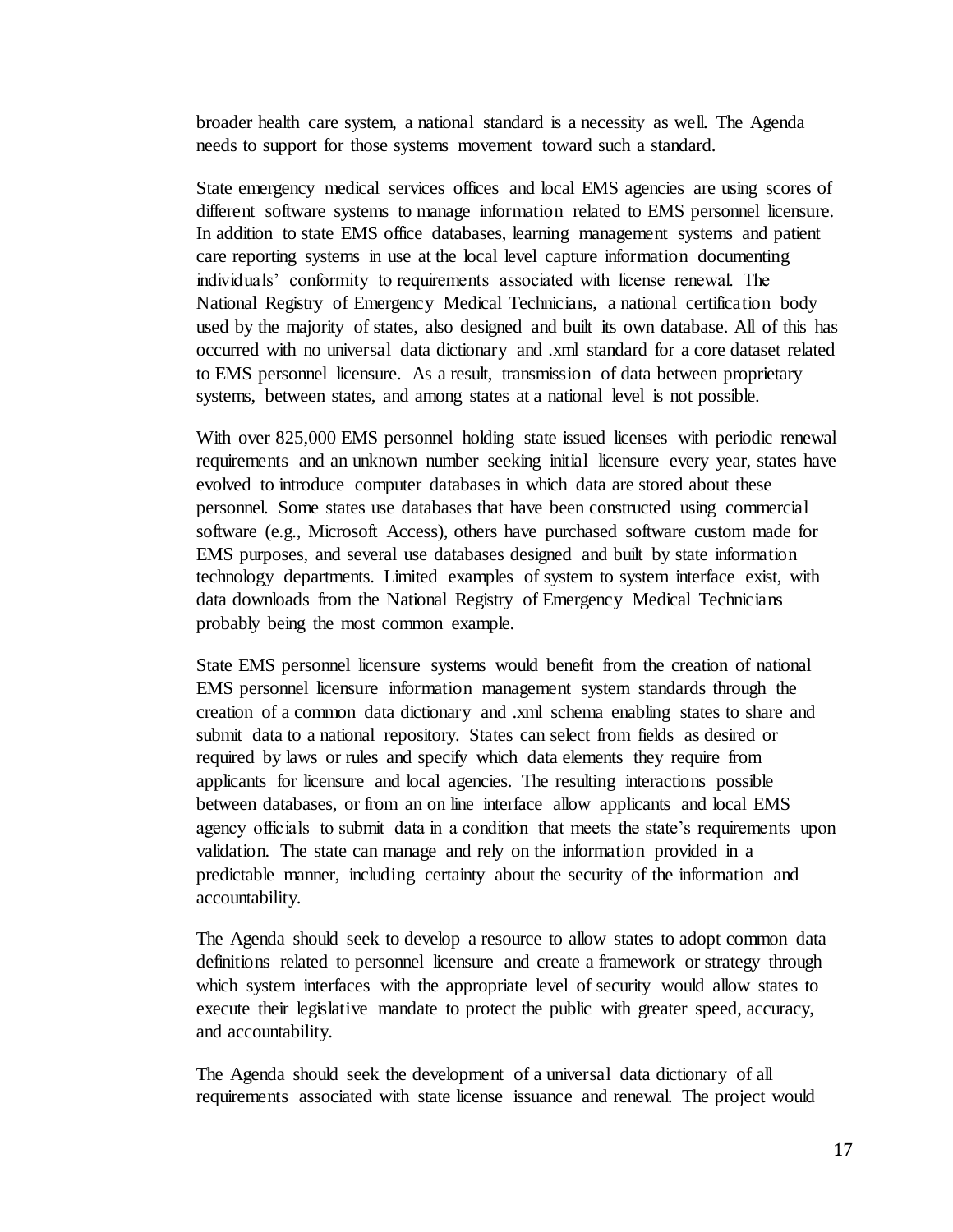broader health care system, a national standard is a necessity as well. The Agenda needs to support for those systems movement toward such a standard.

State emergency medical services offices and local EMS agencies are using scores of different software systems to manage information related to EMS personnel licensure. In addition to state EMS office databases, learning management systems and patient care reporting systems in use at the local level capture information documenting individuals' conformity to requirements associated with license renewal. The National Registry of Emergency Medical Technicians, a national certification body used by the majority of states, also designed and built its own database. All of this has occurred with no universal data dictionary and .xml standard for a core dataset related to EMS personnel licensure. As a result, transmission of data between proprietary systems, between states, and among states at a national level is not possible.

With over 825,000 EMS personnel holding state issued licenses with periodic renewal requirements and an unknown number seeking initial licensure every year, states have evolved to introduce computer databases in which data are stored about these personnel. Some states use databases that have been constructed using commercial software (e.g., Microsoft Access), others have purchased software custom made for EMS purposes, and several use databases designed and built by state information technology departments. Limited examples of system to system interface exist, with data downloads from the National Registry of Emergency Medical Technicians probably being the most common example.

State EMS personnel licensure systems would benefit from the creation of national EMS personnel licensure information management system standards through the creation of a common data dictionary and .xml schema enabling states to share and submit data to a national repository. States can select from fields as desired or required by laws or rules and specify which data elements they require from applicants for licensure and local agencies. The resulting interactions possible between databases, or from an on line interface allow applicants and local EMS agency officials to submit data in a condition that meets the state's requirements upon validation. The state can manage and rely on the information provided in a predictable manner, including certainty about the security of the information and accountability.

The Agenda should seek to develop a resource to allow states to adopt common data definitions related to personnel licensure and create a framework or strategy through which system interfaces with the appropriate level of security would allow states to execute their legislative mandate to protect the public with greater speed, accuracy, and accountability.

The Agenda should seek the development of a universal data dictionary of all requirements associated with state license issuance and renewal. The project would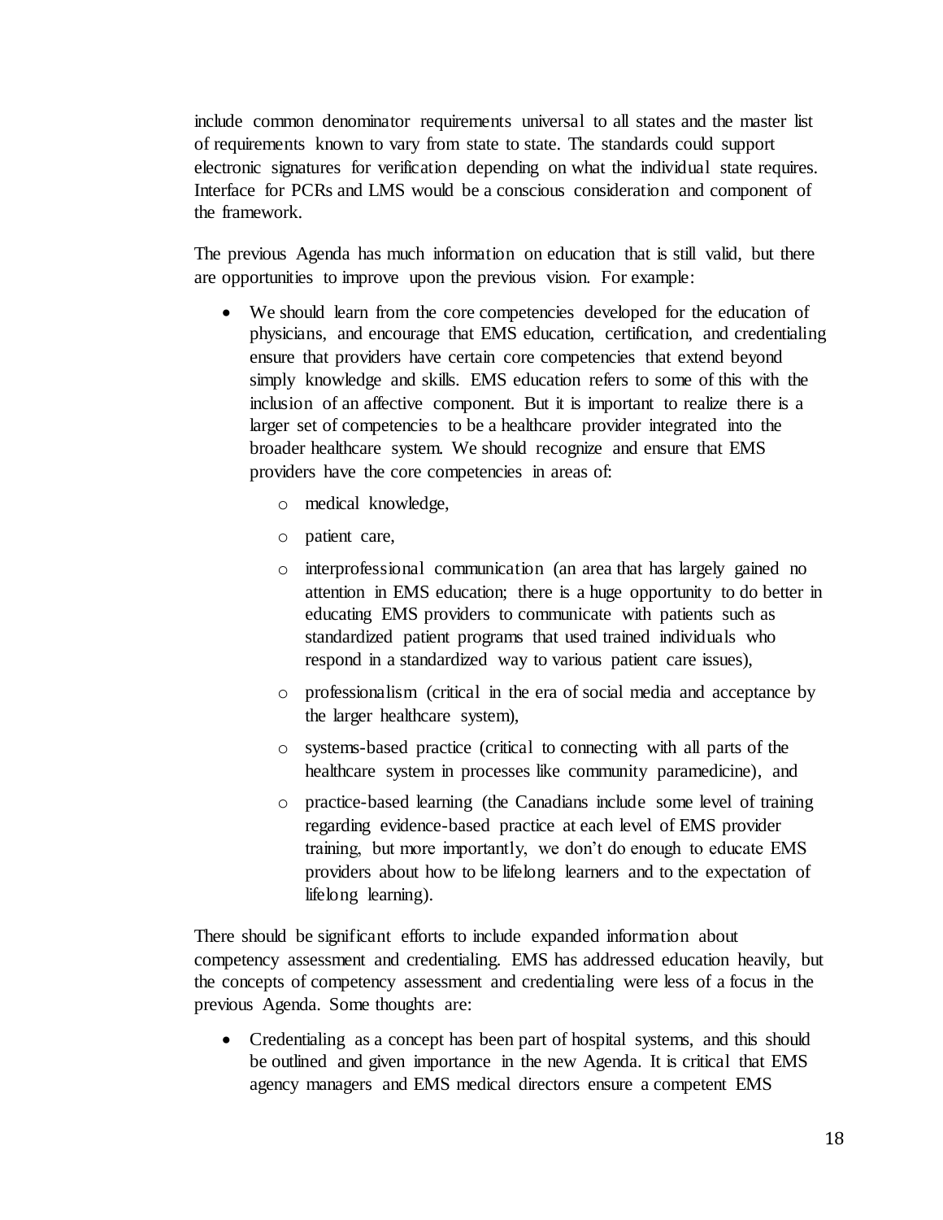include common denominator requirements universal to all states and the master list of requirements known to vary from state to state. The standards could support electronic signatures for verification depending on what the individual state requires. Interface for PCRs and LMS would be a conscious consideration and component of the framework.

The previous Agenda has much information on education that is still valid, but there are opportunities to improve upon the previous vision. For example:

- We should learn from the core competencies developed for the education of physicians, and encourage that EMS education, certification, and credentialing ensure that providers have certain core competencies that extend beyond simply knowledge and skills. EMS education refers to some of this with the inclusion of an affective component. But it is important to realize there is a larger set of competencies to be a healthcare provider integrated into the broader healthcare system. We should recognize and ensure that EMS providers have the core competencies in areas of:
  - medical knowledge,
  - patient care,
  - interprofessional communication (an area that has largely gained no attention in EMS education; there is a huge opportunity to do better in educating EMS providers to communicate with patients such as standardized patient programs that used trained individuals who respond in a standardized way to various patient care issues),
  - professionalism (critical in the era of social media and acceptance by the larger healthcare system),
  - systems-based practice (critical to connecting with all parts of the healthcare system in processes like community paramedicine), and
  - practice-based learning (the Canadians include some level of training regarding evidence-based practice at each level of EMS provider training, but more importantly, we don't do enough to educate EMS providers about how to be lifelong learners and to the expectation of lifelong learning).

There should be significant efforts to include expanded information about competency assessment and credentialing. EMS has addressed education heavily, but the concepts of competency assessment and credentialing were less of a focus in the previous Agenda. Some thoughts are:

- Credentialing as a concept has been part of hospital systems, and this should be outlined and given importance in the new Agenda. It is critical that EMS agency managers and EMS medical directors ensure a competent EMS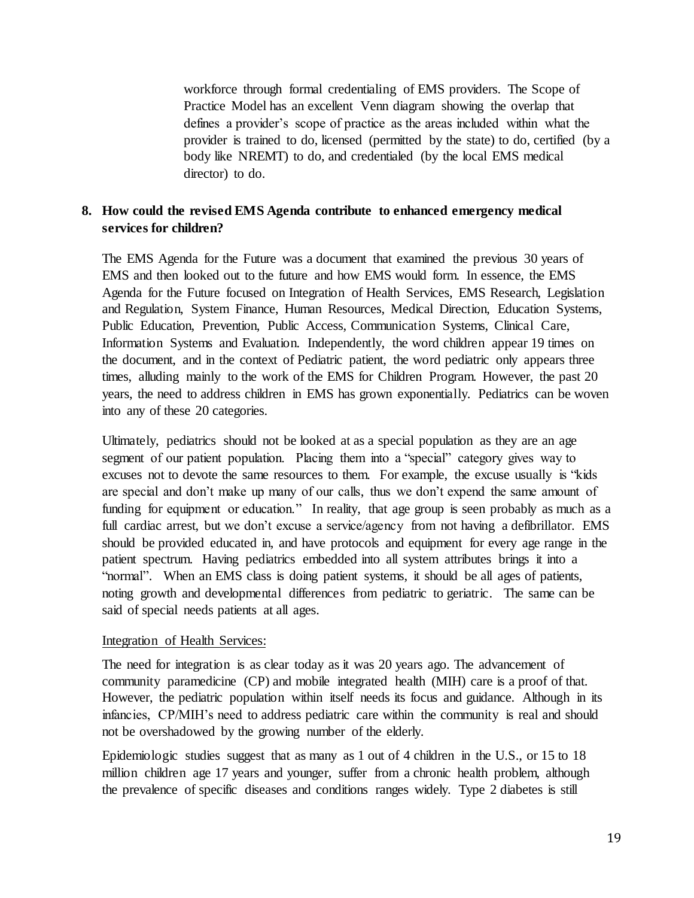workforce through formal credentialing of EMS providers. The Scope of Practice Model has an excellent Venn diagram showing the overlap that defines a provider's scope of practice as the areas included within what the provider is trained to do, licensed (permitted by the state) to do, certified (by a body like NREMT) to do, and credentialed (by the local EMS medical director) to do.

**8. How could the revised EMS Agenda contribute to enhanced emergency medical services for children?**

The EMS Agenda for the Future was a document that examined the previous 30 years of EMS and then looked out to the future and how EMS would form. In essence, the EMS Agenda for the Future focused on Integration of Health Services, EMS Research, Legislation and Regulation, System Finance, Human Resources, Medical Direction, Education Systems, Public Education, Prevention, Public Access, Communication Systems, Clinical Care, Information Systems and Evaluation. Independently, the word children appear 19 times on the document, and in the context of Pediatric patient, the word pediatric only appears three times, alluding mainly to the work of the EMS for Children Program. However, the past 20 years, the need to address children in EMS has grown exponentially. Pediatrics can be woven into any of these 20 categories.

Ultimately, pediatrics should not be looked at as a special population as they are an age segment of our patient population. Placing them into a "special" category gives way to excuses not to devote the same resources to them. For example, the excuse usually is "kids are special and don't make up many of our calls, thus we don't expend the same amount of funding for equipment or education." In reality, that age group is seen probably as much as a full cardiac arrest, but we don't excuse a service/agency from not having a defibrillator. EMS should be provided educated in, and have protocols and equipment for every age range in the patient spectrum. Having pediatrics embedded into all system attributes brings it into a "normal". When an EMS class is doing patient systems, it should be all ages of patients, noting growth and developmental differences from pediatric to geriatric. The same can be said of special needs patients at all ages.

<u>Integration of Health Services:</u>

The need for integration is as clear today as it was 20 years ago. The advancement of community paramedicine (CP) and mobile integrated health (MIH) care is a proof of that. However, the pediatric population within itself needs its focus and guidance. Although in its infancies, CP/MIH's need to address pediatric care within the community is real and should not be overshadowed by the growing number of the elderly.

Epidemiologic studies suggest that as many as 1 out of 4 children in the U.S., or 15 to 18 million children age 17 years and younger, suffer from a chronic health problem, although the prevalence of specific diseases and conditions ranges widely. Type 2 diabetes is still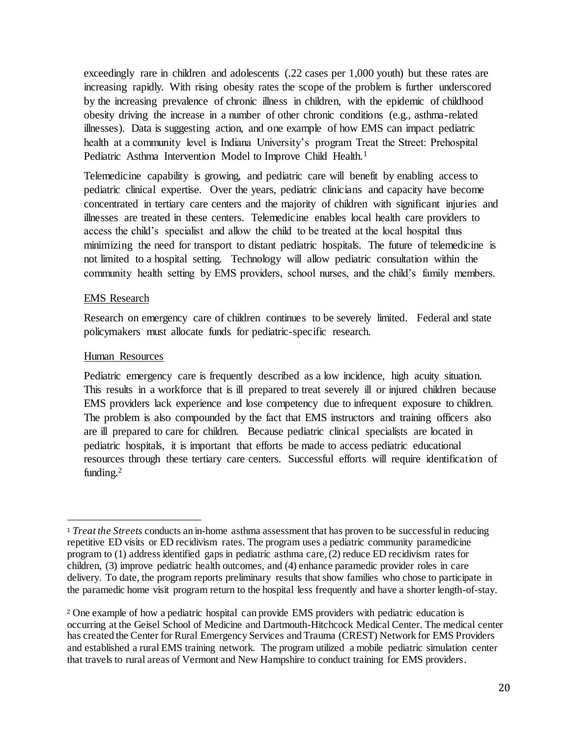exceedingly rare in children and adolescents (.22 cases per 1,000 youth) but these rates are increasing rapidly. With rising obesity rates the scope of the problem is further underscored by the increasing prevalence of chronic illness in children, with the epidemic of childhood obesity driving the increase in a number of other chronic conditions (e.g., asthma-related illnesses). Data is suggesting action, and one example of how EMS can impact pediatric health at a community level is Indiana University's program Treat the Street: Prehospital Pediatric Asthma Intervention Model to Improve Child Health.[1]

Telemedicine capability is growing, and pediatric care will benefit by enabling access to pediatric clinical expertise. Over the years, pediatric clinicians and capacity have become concentrated in tertiary care centers and the majority of children with significant injuries and illnesses are treated in these centers. Telemedicine enables local health care providers to access the child's specialist and allow the child to be treated at the local hospital thus minimizing the need for transport to distant pediatric hospitals. The future of telemedicine is not limited to a hospital setting. Technology will allow pediatric consultation within the community health setting by EMS providers, school nurses, and the child's family members.

EMS Research

Research on emergency care of children continues to be severely limited. Federal and state policymakers must allocate funds for pediatric-specific research.

Human Resources

Pediatric emergency care is frequently described as a low incidence, high acuity situation. This results in a workforce that is ill prepared to treat severely ill or injured children because EMS providers lack experience and lose competency due to infrequent exposure to children. The problem is also compounded by the fact that EMS instructors and training officers also are ill prepared to care for children. Because pediatric clinical specialists are located in pediatric hospitals, it is important that efforts be made to access pediatric educational resources through these tertiary care centers. Successful efforts will require identification of funding.[2]

---

[1] *Treat the Streets* conducts an in-home asthma assessment that has proven to be successful in reducing repetitive ED visits or ED recidivism rates. The program uses a pediatric community paramedicine program to (1) address identified gaps in pediatric asthma care, (2) reduce ED recidivism rates for children, (3) improve pediatric health outcomes, and (4) enhance paramedic provider roles in care delivery. To date, the program reports preliminary results that show families who chose to participate in the paramedic home visit program return to the hospital less frequently and have a shorter length-of-stay.

[2] One example of how a pediatric hospital can provide EMS providers with pediatric education is occurring at the Geisel School of Medicine and Dartmouth-Hitchcock Medical Center. The medical center has created the Center for Rural Emergency Services and Trauma (CREST) Network for EMS Providers and established a rural EMS training network. The program utilized a mobile pediatric simulation center that travels to rural areas of Vermont and New Hampshire to conduct training for EMS providers.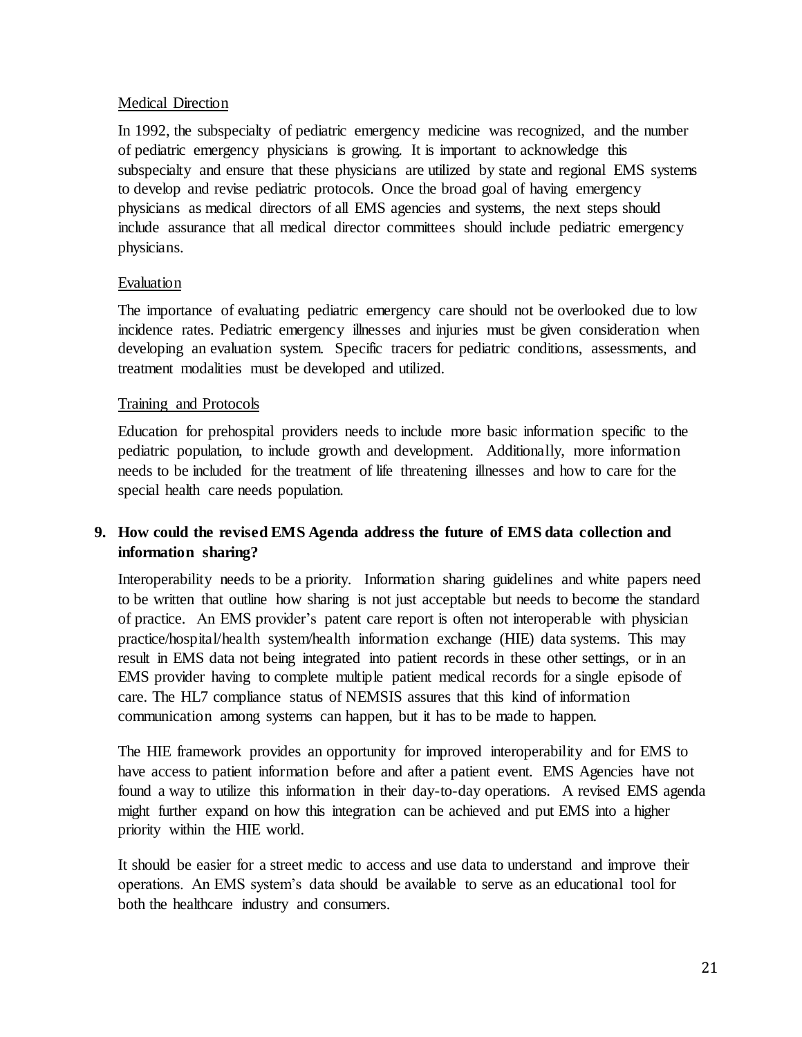Medical Direction

In 1992, the subspecialty of pediatric emergency medicine was recognized, and the number of pediatric emergency physicians is growing. It is important to acknowledge this subspecialty and ensure that these physicians are utilized by state and regional EMS systems to develop and revise pediatric protocols. Once the broad goal of having emergency physicians as medical directors of all EMS agencies and systems, the next steps should include assurance that all medical director committees should include pediatric emergency physicians.

Evaluation

The importance of evaluating pediatric emergency care should not be overlooked due to low incidence rates. Pediatric emergency illnesses and injuries must be given consideration when developing an evaluation system. Specific tracers for pediatric conditions, assessments, and treatment modalities must be developed and utilized.

Training and Protocols

Education for prehospital providers needs to include more basic information specific to the pediatric population, to include growth and development. Additionally, more information needs to be included for the treatment of life threatening illnesses and how to care for the special health care needs population.

**9. How could the revised EMS Agenda address the future of EMS data collection and information sharing?**

Interoperability needs to be a priority. Information sharing guidelines and white papers need to be written that outline how sharing is not just acceptable but needs to become the standard of practice. An EMS provider's patent care report is often not interoperable with physician practice/hospital/health system/health information exchange (HIE) data systems. This may result in EMS data not being integrated into patient records in these other settings, or in an EMS provider having to complete multiple patient medical records for a single episode of care. The HL7 compliance status of NEMSIS assures that this kind of information communication among systems can happen, but it has to be made to happen.

The HIE framework provides an opportunity for improved interoperability and for EMS to have access to patient information before and after a patient event. EMS Agencies have not found a way to utilize this information in their day-to-day operations. A revised EMS agenda might further expand on how this integration can be achieved and put EMS into a higher priority within the HIE world.

It should be easier for a street medic to access and use data to understand and improve their operations. An EMS system's data should be available to serve as an educational tool for both the healthcare industry and consumers.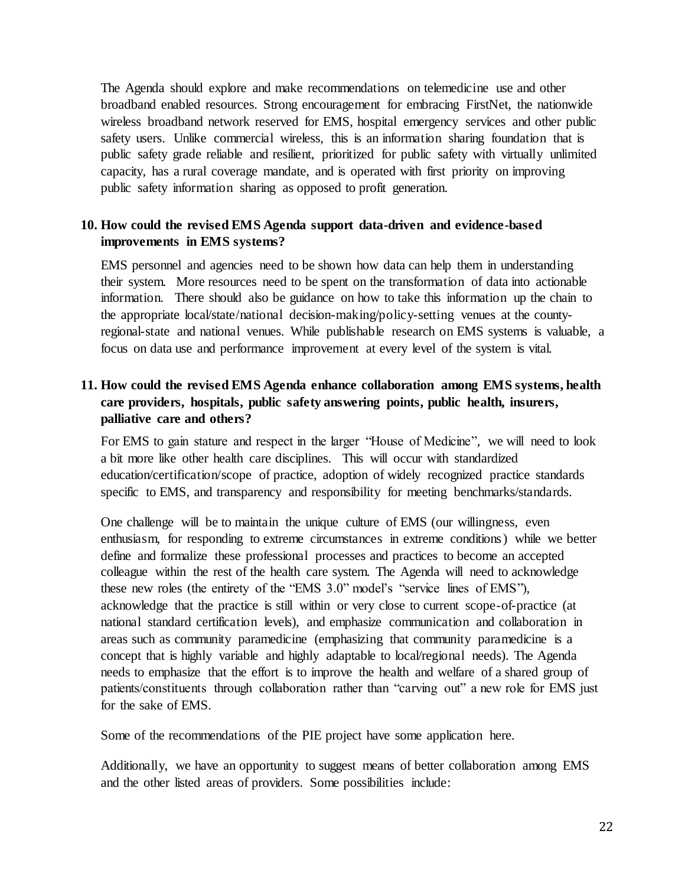The Agenda should explore and make recommendations on telemedicine use and other broadband enabled resources. Strong encouragement for embracing FirstNet, the nationwide wireless broadband network reserved for EMS, hospital emergency services and other public safety users. Unlike commercial wireless, this is an information sharing foundation that is public safety grade reliable and resilient, prioritized for public safety with virtually unlimited capacity, has a rural coverage mandate, and is operated with first priority on improving public safety information sharing as opposed to profit generation.

**10. How could the revised EMS Agenda support data-driven and evidence-based improvements in EMS systems?**

EMS personnel and agencies need to be shown how data can help them in understanding their system. More resources need to be spent on the transformation of data into actionable information. There should also be guidance on how to take this information up the chain to the appropriate local/state/national decision-making/policy-setting venues at the county-regional-state and national venues. While publishable research on EMS systems is valuable, a focus on data use and performance improvement at every level of the system is vital.

**11. How could the revised EMS Agenda enhance collaboration among EMS systems, health care providers, hospitals, public safety answering points, public health, insurers, palliative care and others?**

For EMS to gain stature and respect in the larger "House of Medicine", we will need to look a bit more like other health care disciplines. This will occur with standardized education/certification/scope of practice, adoption of widely recognized practice standards specific to EMS, and transparency and responsibility for meeting benchmarks/standards.

One challenge will be to maintain the unique culture of EMS (our willingness, even enthusiasm, for responding to extreme circumstances in extreme conditions) while we better define and formalize these professional processes and practices to become an accepted colleague within the rest of the health care system. The Agenda will need to acknowledge these new roles (the entirety of the "EMS 3.0" model's "service lines of EMS"), acknowledge that the practice is still within or very close to current scope-of-practice (at national standard certification levels), and emphasize communication and collaboration in areas such as community paramedicine (emphasizing that community paramedicine is a concept that is highly variable and highly adaptable to local/regional needs). The Agenda needs to emphasize that the effort is to improve the health and welfare of a shared group of patients/constituents through collaboration rather than "carving out" a new role for EMS just for the sake of EMS.

Some of the recommendations of the PIE project have some application here.

Additionally, we have an opportunity to suggest means of better collaboration among EMS and the other listed areas of providers. Some possibilities include: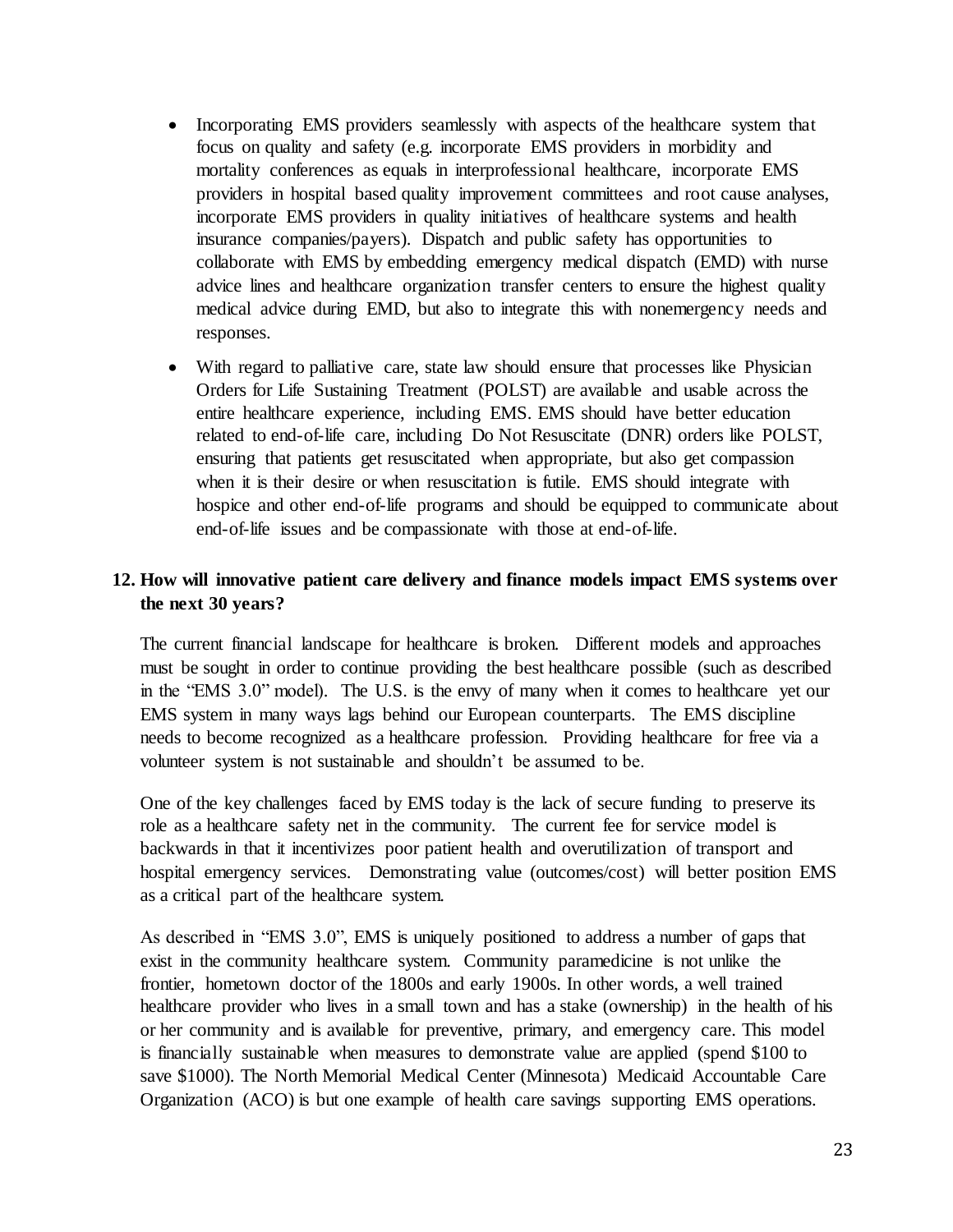- Incorporating EMS providers seamlessly with aspects of the healthcare system that focus on quality and safety (e.g. incorporate EMS providers in morbidity and mortality conferences as equals in interprofessional healthcare, incorporate EMS providers in hospital based quality improvement committees and root cause analyses, incorporate EMS providers in quality initiatives of healthcare systems and health insurance companies/payers). Dispatch and public safety has opportunities to collaborate with EMS by embedding emergency medical dispatch (EMD) with nurse advice lines and healthcare organization transfer centers to ensure the highest quality medical advice during EMD, but also to integrate this with nonemergency needs and responses.
- With regard to palliative care, state law should ensure that processes like Physician Orders for Life Sustaining Treatment (POLST) are available and usable across the entire healthcare experience, including EMS. EMS should have better education related to end-of-life care, including Do Not Resuscitate (DNR) orders like POLST, ensuring that patients get resuscitated when appropriate, but also get compassion when it is their desire or when resuscitation is futile. EMS should integrate with hospice and other end-of-life programs and should be equipped to communicate about end-of-life issues and be compassionate with those at end-of-life.

**12. How will innovative patient care delivery and finance models impact EMS systems over the next 30 years?**

The current financial landscape for healthcare is broken. Different models and approaches must be sought in order to continue providing the best healthcare possible (such as described in the "EMS 3.0" model). The U.S. is the envy of many when it comes to healthcare yet our EMS system in many ways lags behind our European counterparts. The EMS discipline needs to become recognized as a healthcare profession. Providing healthcare for free via a volunteer system is not sustainable and shouldn't be assumed to be.

One of the key challenges faced by EMS today is the lack of secure funding to preserve its role as a healthcare safety net in the community. The current fee for service model is backwards in that it incentivizes poor patient health and overutilization of transport and hospital emergency services. Demonstrating value (outcomes/cost) will better position EMS as a critical part of the healthcare system.

As described in "EMS 3.0", EMS is uniquely positioned to address a number of gaps that exist in the community healthcare system. Community paramedicine is not unlike the frontier, hometown doctor of the 1800s and early 1900s. In other words, a well trained healthcare provider who lives in a small town and has a stake (ownership) in the health of his or her community and is available for preventive, primary, and emergency care. This model is financially sustainable when measures to demonstrate value are applied (spend $100 to save $1000). The North Memorial Medical Center (Minnesota) Medicaid Accountable Care Organization (ACO) is but one example of health care savings supporting EMS operations.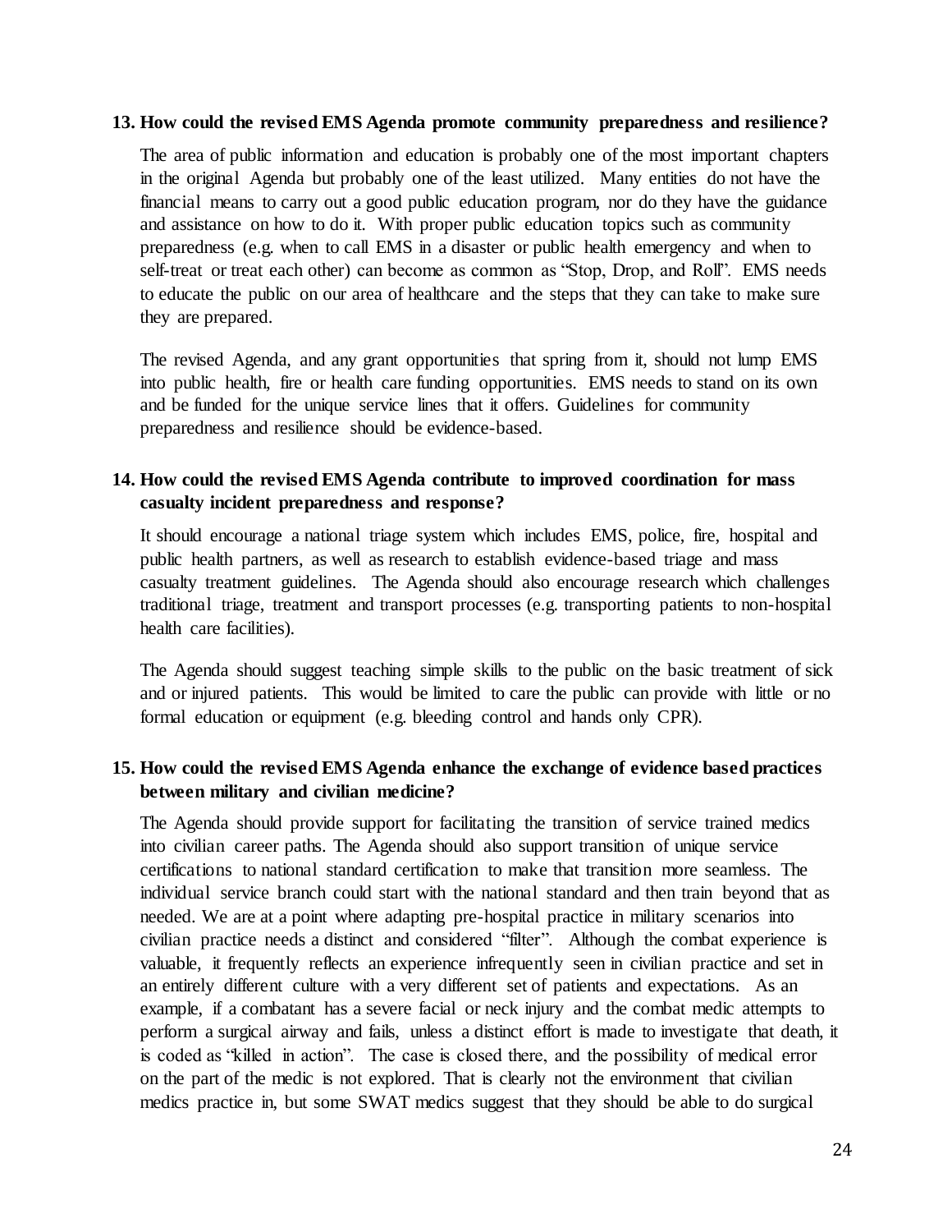**13. How could the revised EMS Agenda promote community preparedness and resilience?**

The area of public information and education is probably one of the most important chapters in the original Agenda but probably one of the least utilized. Many entities do not have the financial means to carry out a good public education program, nor do they have the guidance and assistance on how to do it. With proper public education topics such as community preparedness (e.g. when to call EMS in a disaster or public health emergency and when to self-treat or treat each other) can become as common as "Stop, Drop, and Roll". EMS needs to educate the public on our area of healthcare and the steps that they can take to make sure they are prepared.

The revised Agenda, and any grant opportunities that spring from it, should not lump EMS into public health, fire or health care funding opportunities. EMS needs to stand on its own and be funded for the unique service lines that it offers. Guidelines for community preparedness and resilience should be evidence-based.

**14. How could the revised EMS Agenda contribute to improved coordination for mass casualty incident preparedness and response?**

It should encourage a national triage system which includes EMS, police, fire, hospital and public health partners, as well as research to establish evidence-based triage and mass casualty treatment guidelines. The Agenda should also encourage research which challenges traditional triage, treatment and transport processes (e.g. transporting patients to non-hospital health care facilities).

The Agenda should suggest teaching simple skills to the public on the basic treatment of sick and or injured patients. This would be limited to care the public can provide with little or no formal education or equipment (e.g. bleeding control and hands only CPR).

**15. How could the revised EMS Agenda enhance the exchange of evidence based practices between military and civilian medicine?**

The Agenda should provide support for facilitating the transition of service trained medics into civilian career paths. The Agenda should also support transition of unique service certifications to national standard certification to make that transition more seamless. The individual service branch could start with the national standard and then train beyond that as needed. We are at a point where adapting pre-hospital practice in military scenarios into civilian practice needs a distinct and considered "filter". Although the combat experience is valuable, it frequently reflects an experience infrequently seen in civilian practice and set in an entirely different culture with a very different set of patients and expectations. As an example, if a combatant has a severe facial or neck injury and the combat medic attempts to perform a surgical airway and fails, unless a distinct effort is made to investigate that death, it is coded as "killed in action". The case is closed there, and the possibility of medical error on the part of the medic is not explored. That is clearly not the environment that civilian medics practice in, but some SWAT medics suggest that they should be able to do surgical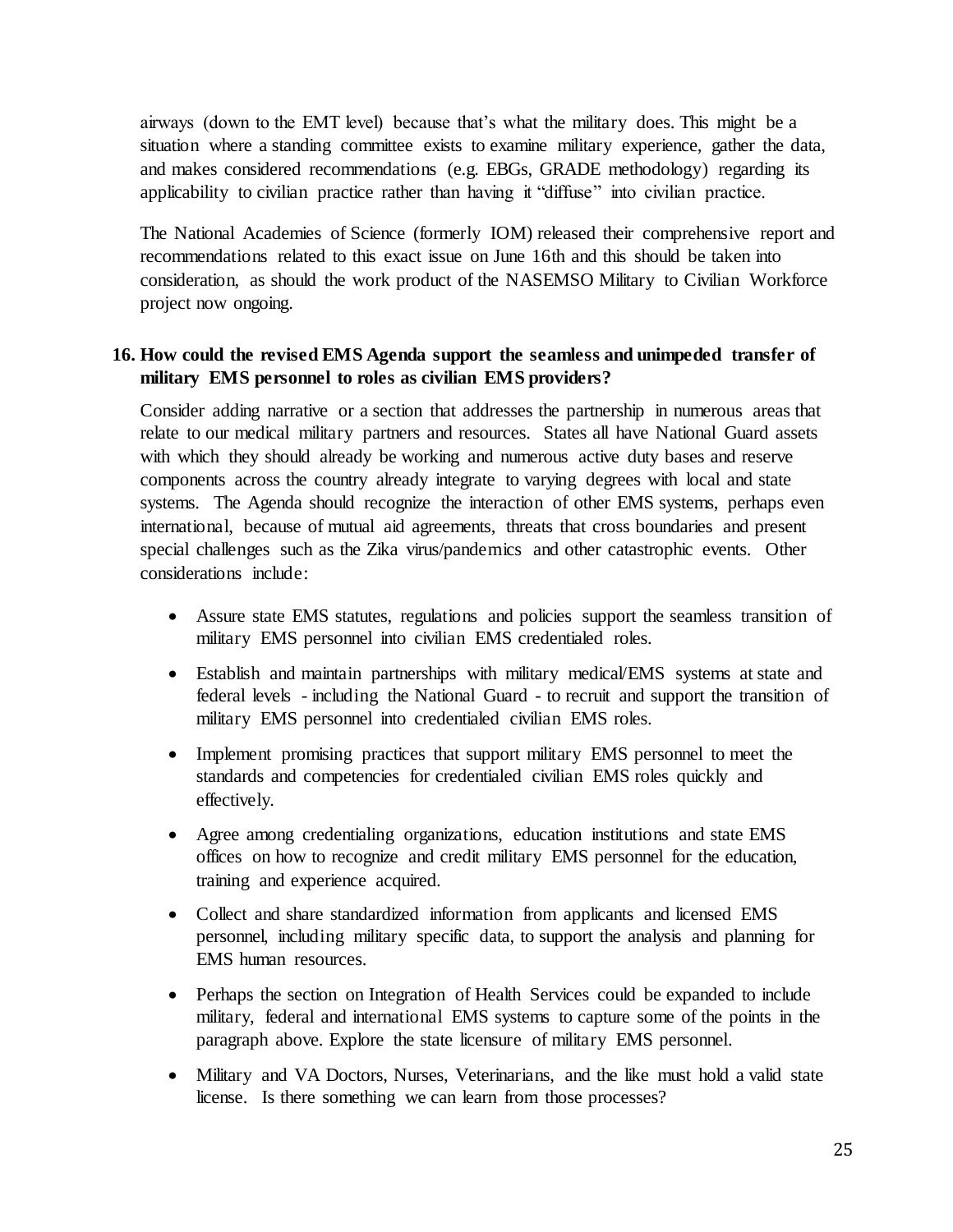airways (down to the EMT level) because that's what the military does. This might be a situation where a standing committee exists to examine military experience, gather the data, and makes considered recommendations (e.g. EBGs, GRADE methodology) regarding its applicability to civilian practice rather than having it "diffuse" into civilian practice.

The National Academies of Science (formerly IOM) released their comprehensive report and recommendations related to this exact issue on June 16th and this should be taken into consideration, as should the work product of the NASEMSO Military to Civilian Workforce project now ongoing.

**16. How could the revised EMS Agenda support the seamless and unimpeded transfer of military EMS personnel to roles as civilian EMS providers?**

Consider adding narrative or a section that addresses the partnership in numerous areas that relate to our medical military partners and resources. States all have National Guard assets with which they should already be working and numerous active duty bases and reserve components across the country already integrate to varying degrees with local and state systems. The Agenda should recognize the interaction of other EMS systems, perhaps even international, because of mutual aid agreements, threats that cross boundaries and present special challenges such as the Zika virus/pandemics and other catastrophic events. Other considerations include:

- Assure state EMS statutes, regulations and policies support the seamless transition of military EMS personnel into civilian EMS credentialed roles.
- Establish and maintain partnerships with military medical/EMS systems at state and federal levels - including the National Guard - to recruit and support the transition of military EMS personnel into credentialed civilian EMS roles.
- Implement promising practices that support military EMS personnel to meet the standards and competencies for credentialed civilian EMS roles quickly and effectively.
- Agree among credentialing organizations, education institutions and state EMS offices on how to recognize and credit military EMS personnel for the education, training and experience acquired.
- Collect and share standardized information from applicants and licensed EMS personnel, including military specific data, to support the analysis and planning for EMS human resources.
- Perhaps the section on Integration of Health Services could be expanded to include military, federal and international EMS systems to capture some of the points in the paragraph above. Explore the state licensure of military EMS personnel.
- Military and VA Doctors, Nurses, Veterinarians, and the like must hold a valid state license. Is there something we can learn from those processes?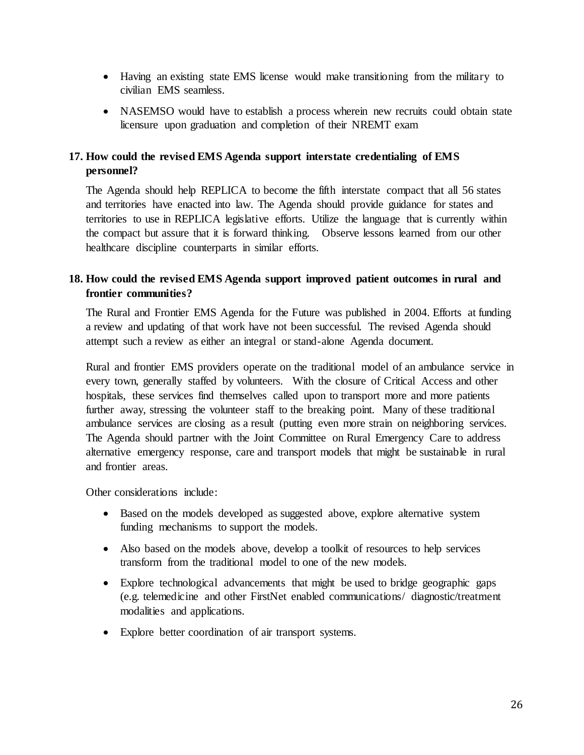- Having an existing state EMS license would make transitioning from the military to civilian EMS seamless.
- NASEMSO would have to establish a process wherein new recruits could obtain state licensure upon graduation and completion of their NREMT exam

**17. How could the revised EMS Agenda support interstate credentialing of EMS personnel?**

The Agenda should help REPLICA to become the fifth interstate compact that all 56 states and territories have enacted into law. The Agenda should provide guidance for states and territories to use in REPLICA legislative efforts. Utilize the language that is currently within the compact but assure that it is forward thinking. Observe lessons learned from our other healthcare discipline counterparts in similar efforts.

**18. How could the revised EMS Agenda support improved patient outcomes in rural and frontier communities?**

The Rural and Frontier EMS Agenda for the Future was published in 2004. Efforts at funding a review and updating of that work have not been successful. The revised Agenda should attempt such a review as either an integral or stand-alone Agenda document.

Rural and frontier EMS providers operate on the traditional model of an ambulance service in every town, generally staffed by volunteers. With the closure of Critical Access and other hospitals, these services find themselves called upon to transport more and more patients further away, stressing the volunteer staff to the breaking point. Many of these traditional ambulance services are closing as a result (putting even more strain on neighboring services. The Agenda should partner with the Joint Committee on Rural Emergency Care to address alternative emergency response, care and transport models that might be sustainable in rural and frontier areas.

Other considerations include:

- Based on the models developed as suggested above, explore alternative system funding mechanisms to support the models.
- Also based on the models above, develop a toolkit of resources to help services transform from the traditional model to one of the new models.
- Explore technological advancements that might be used to bridge geographic gaps (e.g. telemedicine and other FirstNet enabled communications/ diagnostic/treatment modalities and applications.
- Explore better coordination of air transport systems.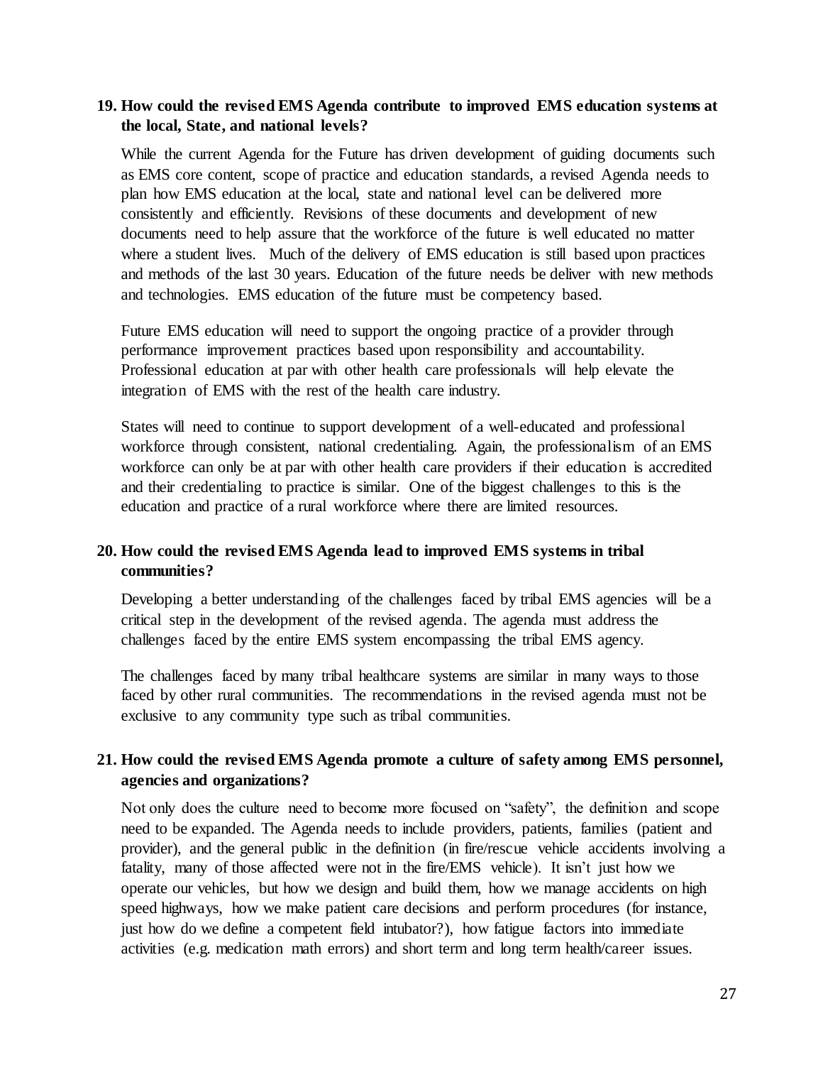**19. How could the revised EMS Agenda contribute to improved EMS education systems at the local, State, and national levels?**

While the current Agenda for the Future has driven development of guiding documents such as EMS core content, scope of practice and education standards, a revised Agenda needs to plan how EMS education at the local, state and national level can be delivered more consistently and efficiently. Revisions of these documents and development of new documents need to help assure that the workforce of the future is well educated no matter where a student lives. Much of the delivery of EMS education is still based upon practices and methods of the last 30 years. Education of the future needs be deliver with new methods and technologies. EMS education of the future must be competency based.

Future EMS education will need to support the ongoing practice of a provider through performance improvement practices based upon responsibility and accountability. Professional education at par with other health care professionals will help elevate the integration of EMS with the rest of the health care industry.

States will need to continue to support development of a well-educated and professional workforce through consistent, national credentialing. Again, the professionalism of an EMS workforce can only be at par with other health care providers if their education is accredited and their credentialing to practice is similar. One of the biggest challenges to this is the education and practice of a rural workforce where there are limited resources.

**20. How could the revised EMS Agenda lead to improved EMS systems in tribal communities?**

Developing a better understanding of the challenges faced by tribal EMS agencies will be a critical step in the development of the revised agenda. The agenda must address the challenges faced by the entire EMS system encompassing the tribal EMS agency.

The challenges faced by many tribal healthcare systems are similar in many ways to those faced by other rural communities. The recommendations in the revised agenda must not be exclusive to any community type such as tribal communities.

**21. How could the revised EMS Agenda promote a culture of safety among EMS personnel, agencies and organizations?**

Not only does the culture need to become more focused on "safety", the definition and scope need to be expanded. The Agenda needs to include providers, patients, families (patient and provider), and the general public in the definition (in fire/rescue vehicle accidents involving a fatality, many of those affected were not in the fire/EMS vehicle). It isn't just how we operate our vehicles, but how we design and build them, how we manage accidents on high speed highways, how we make patient care decisions and perform procedures (for instance, just how do we define a competent field intubator?), how fatigue factors into immediate activities (e.g. medication math errors) and short term and long term health/career issues.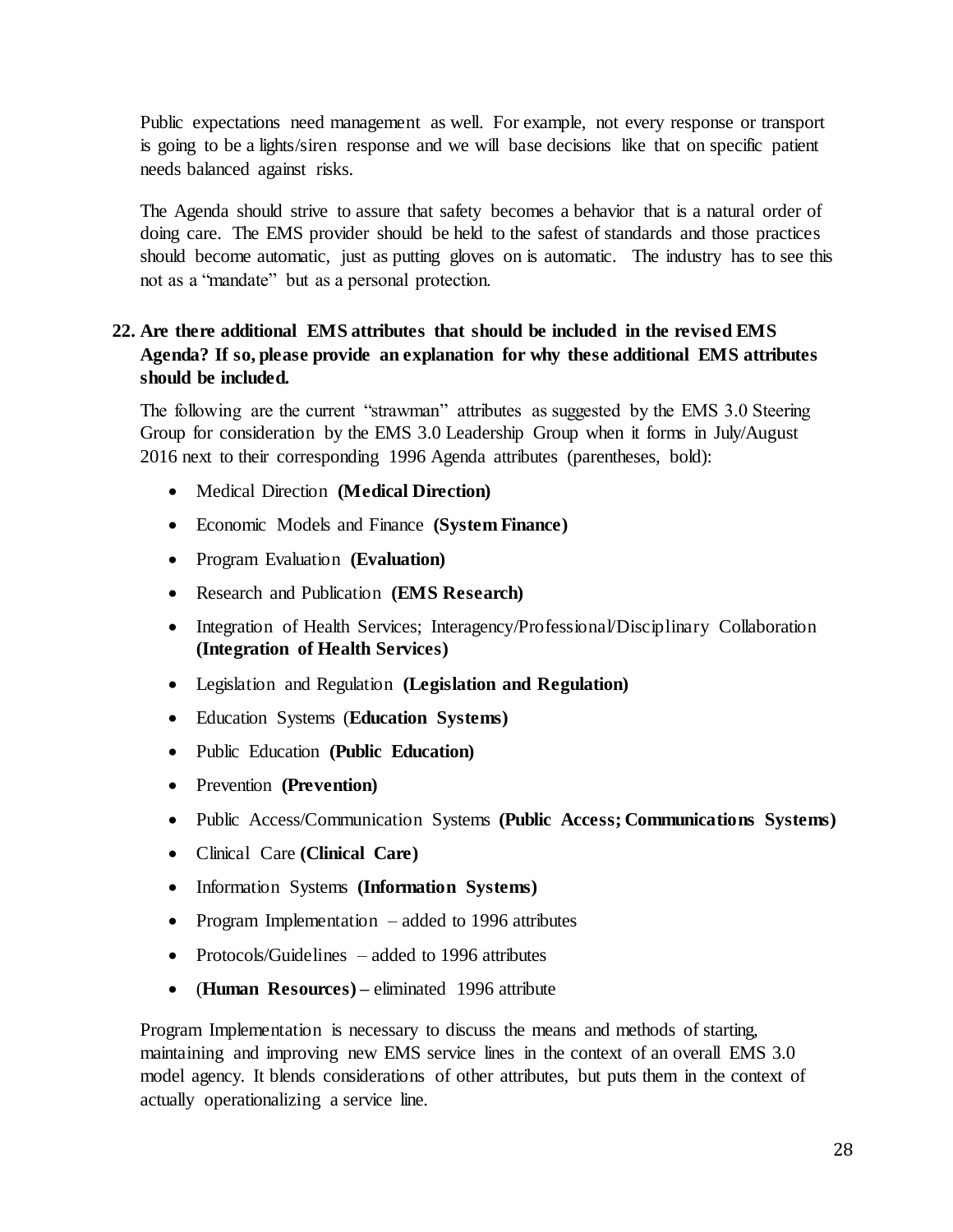Public expectations need management as well. For example, not every response or transport is going to be a lights/siren response and we will base decisions like that on specific patient needs balanced against risks.

The Agenda should strive to assure that safety becomes a behavior that is a natural order of doing care. The EMS provider should be held to the safest of standards and those practices should become automatic, just as putting gloves on is automatic. The industry has to see this not as a "mandate" but as a personal protection.

**22. Are there additional EMS attributes that should be included in the revised EMS Agenda? If so, please provide an explanation for why these additional EMS attributes should be included.**

The following are the current "strawman" attributes as suggested by the EMS 3.0 Steering Group for consideration by the EMS 3.0 Leadership Group when it forms in July/August 2016 next to their corresponding 1996 Agenda attributes (parentheses, bold):

- Medical Direction **(Medical Direction)**
- Economic Models and Finance **(System Finance)**
- Program Evaluation **(Evaluation)**
- Research and Publication **(EMS Research)**
- Integration of Health Services; Interagency/Professional/Disciplinary Collaboration **(Integration of Health Services)**
- Legislation and Regulation **(Legislation and Regulation)**
- Education Systems (**Education Systems)**
- Public Education **(Public Education)**
- Prevention **(Prevention)**
- Public Access/Communication Systems **(Public Access; Communications Systems)**
- Clinical Care **(Clinical Care)**
- Information Systems **(Information Systems)**
- Program Implementation – added to 1996 attributes
- Protocols/Guidelines – added to 1996 attributes
- (**Human Resources) –** eliminated 1996 attribute

Program Implementation is necessary to discuss the means and methods of starting, maintaining and improving new EMS service lines in the context of an overall EMS 3.0 model agency. It blends considerations of other attributes, but puts them in the context of actually operationalizing a service line.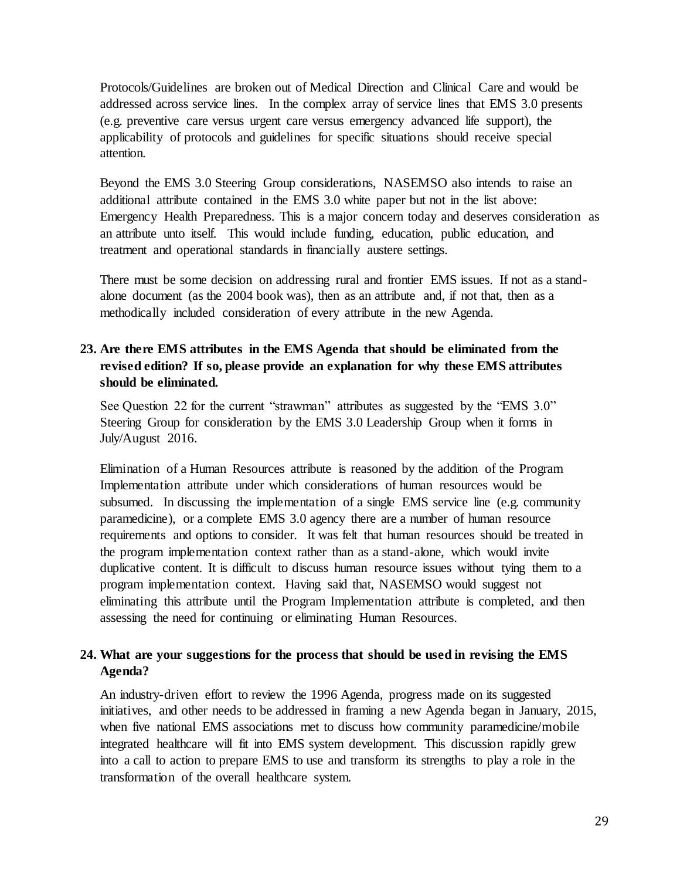Protocols/Guidelines are broken out of Medical Direction and Clinical Care and would be addressed across service lines. In the complex array of service lines that EMS 3.0 presents (e.g. preventive care versus urgent care versus emergency advanced life support), the applicability of protocols and guidelines for specific situations should receive special attention.

Beyond the EMS 3.0 Steering Group considerations, NASEMSO also intends to raise an additional attribute contained in the EMS 3.0 white paper but not in the list above: Emergency Health Preparedness. This is a major concern today and deserves consideration as an attribute unto itself. This would include funding, education, public education, and treatment and operational standards in financially austere settings.

There must be some decision on addressing rural and frontier EMS issues. If not as a stand-alone document (as the 2004 book was), then as an attribute and, if not that, then as a methodically included consideration of every attribute in the new Agenda.

**23. Are there EMS attributes in the EMS Agenda that should be eliminated from the revised edition? If so, please provide an explanation for why these EMS attributes should be eliminated.**

See Question 22 for the current "strawman" attributes as suggested by the "EMS 3.0" Steering Group for consideration by the EMS 3.0 Leadership Group when it forms in July/August 2016.

Elimination of a Human Resources attribute is reasoned by the addition of the Program Implementation attribute under which considerations of human resources would be subsumed. In discussing the implementation of a single EMS service line (e.g. community paramedicine), or a complete EMS 3.0 agency there are a number of human resource requirements and options to consider. It was felt that human resources should be treated in the program implementation context rather than as a stand-alone, which would invite duplicative content. It is difficult to discuss human resource issues without tying them to a program implementation context. Having said that, NASEMSO would suggest not eliminating this attribute until the Program Implementation attribute is completed, and then assessing the need for continuing or eliminating Human Resources.

**24. What are your suggestions for the process that should be used in revising the EMS Agenda?**

An industry-driven effort to review the 1996 Agenda, progress made on its suggested initiatives, and other needs to be addressed in framing a new Agenda began in January, 2015, when five national EMS associations met to discuss how community paramedicine/mobile integrated healthcare will fit into EMS system development. This discussion rapidly grew into a call to action to prepare EMS to use and transform its strengths to play a role in the transformation of the overall healthcare system.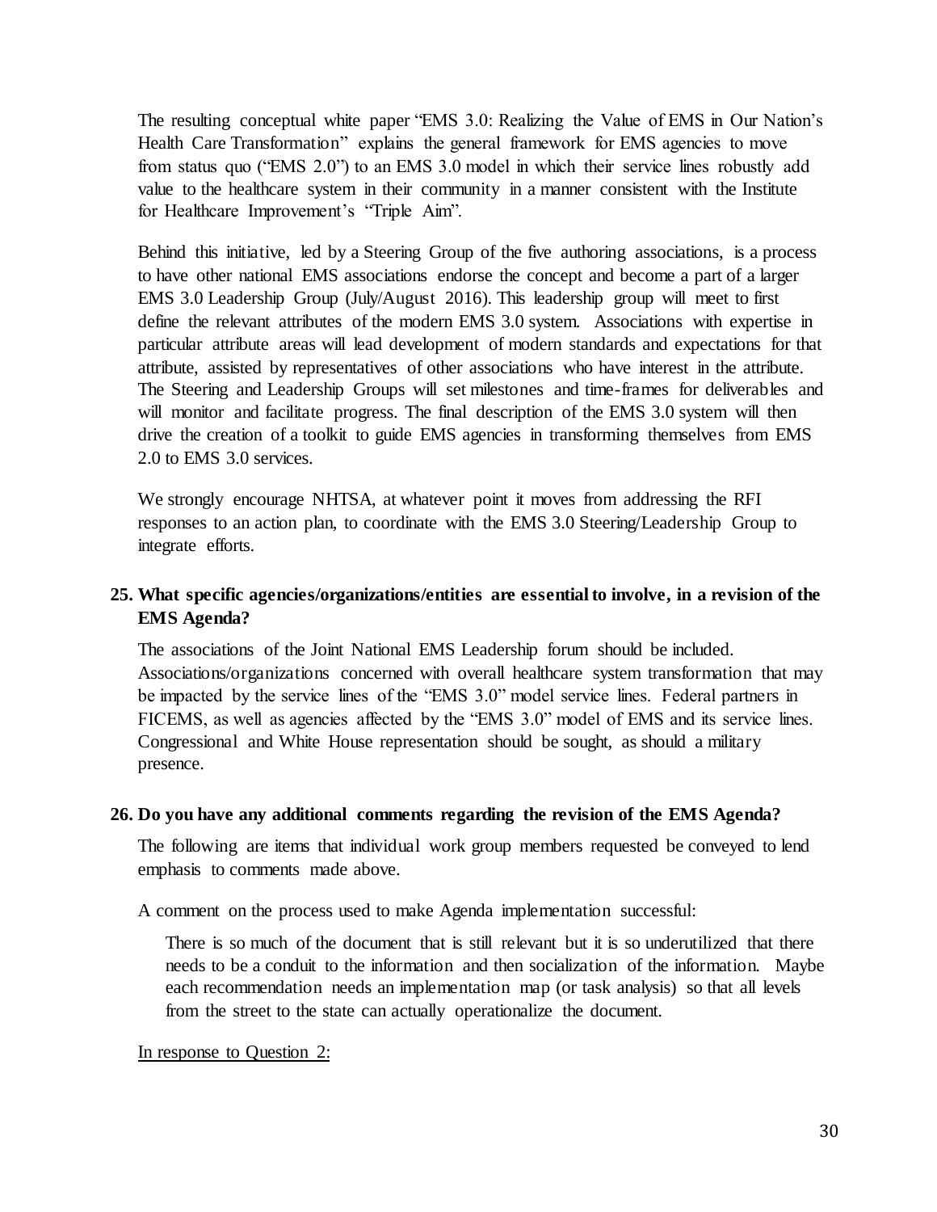The resulting conceptual white paper "EMS 3.0: Realizing the Value of EMS in Our Nation's Health Care Transformation" explains the general framework for EMS agencies to move from status quo ("EMS 2.0") to an EMS 3.0 model in which their service lines robustly add value to the healthcare system in their community in a manner consistent with the Institute for Healthcare Improvement's "Triple Aim".

Behind this initiative, led by a Steering Group of the five authoring associations, is a process to have other national EMS associations endorse the concept and become a part of a larger EMS 3.0 Leadership Group (July/August 2016). This leadership group will meet to first define the relevant attributes of the modern EMS 3.0 system. Associations with expertise in particular attribute areas will lead development of modern standards and expectations for that attribute, assisted by representatives of other associations who have interest in the attribute. The Steering and Leadership Groups will set milestones and time-frames for deliverables and will monitor and facilitate progress. The final description of the EMS 3.0 system will then drive the creation of a toolkit to guide EMS agencies in transforming themselves from EMS 2.0 to EMS 3.0 services.

We strongly encourage NHTSA, at whatever point it moves from addressing the RFI responses to an action plan, to coordinate with the EMS 3.0 Steering/Leadership Group to integrate efforts.

**25. What specific agencies/organizations/entities are essential to involve, in a revision of the EMS Agenda?**

The associations of the Joint National EMS Leadership forum should be included. Associations/organizations concerned with overall healthcare system transformation that may be impacted by the service lines of the "EMS 3.0" model service lines. Federal partners in FICEMS, as well as agencies affected by the "EMS 3.0" model of EMS and its service lines. Congressional and White House representation should be sought, as should a military presence.

**26. Do you have any additional comments regarding the revision of the EMS Agenda?**

The following are items that individual work group members requested be conveyed to lend emphasis to comments made above.

A comment on the process used to make Agenda implementation successful:

> There is so much of the document that is still relevant but it is so underutilized that there needs to be a conduit to the information and then socialization of the information. Maybe each recommendation needs an implementation map (or task analysis) so that all levels from the street to the state can actually operationalize the document.

<u>In response to Question 2:</u>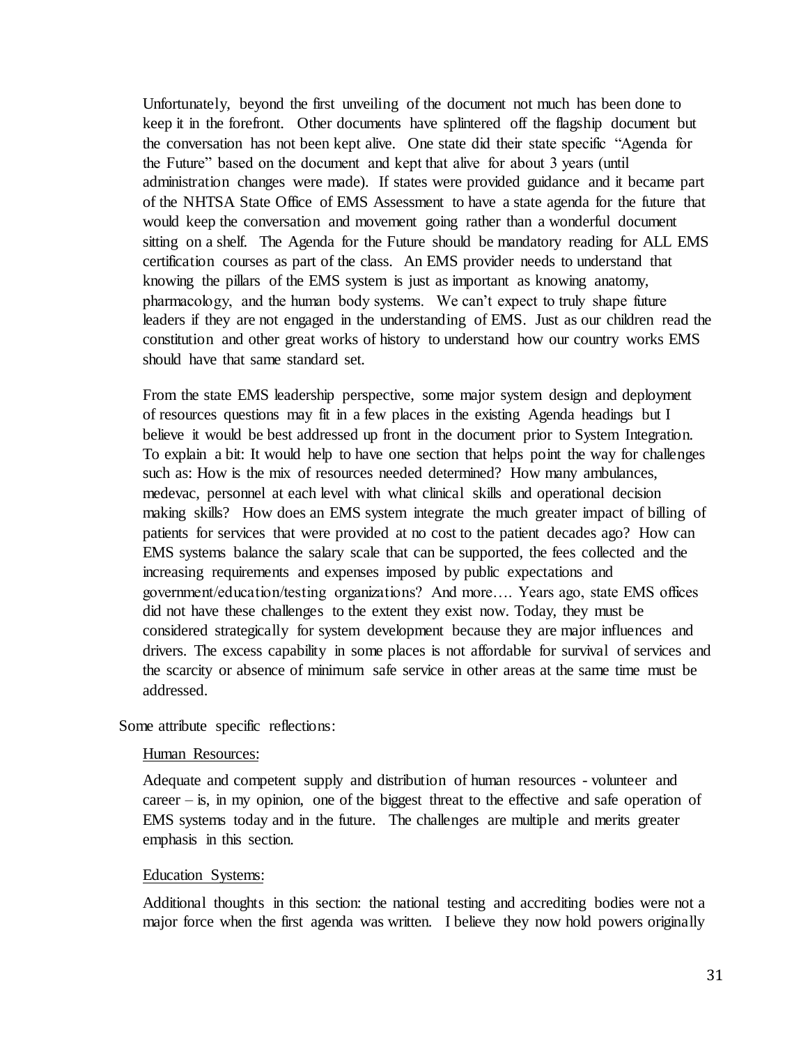Unfortunately, beyond the first unveiling of the document not much has been done to keep it in the forefront. Other documents have splintered off the flagship document but the conversation has not been kept alive. One state did their state specific "Agenda for the Future" based on the document and kept that alive for about 3 years (until administration changes were made). If states were provided guidance and it became part of the NHTSA State Office of EMS Assessment to have a state agenda for the future that would keep the conversation and movement going rather than a wonderful document sitting on a shelf. The Agenda for the Future should be mandatory reading for ALL EMS certification courses as part of the class. An EMS provider needs to understand that knowing the pillars of the EMS system is just as important as knowing anatomy, pharmacology, and the human body systems. We can't expect to truly shape future leaders if they are not engaged in the understanding of EMS. Just as our children read the constitution and other great works of history to understand how our country works EMS should have that same standard set.

From the state EMS leadership perspective, some major system design and deployment of resources questions may fit in a few places in the existing Agenda headings but I believe it would be best addressed up front in the document prior to System Integration. To explain a bit: It would help to have one section that helps point the way for challenges such as: How is the mix of resources needed determined? How many ambulances, medevac, personnel at each level with what clinical skills and operational decision making skills? How does an EMS system integrate the much greater impact of billing of patients for services that were provided at no cost to the patient decades ago? How can EMS systems balance the salary scale that can be supported, the fees collected and the increasing requirements and expenses imposed by public expectations and government/education/testing organizations? And more…. Years ago, state EMS offices did not have these challenges to the extent they exist now. Today, they must be considered strategically for system development because they are major influences and drivers. The excess capability in some places is not affordable for survival of services and the scarcity or absence of minimum safe service in other areas at the same time must be addressed.

Some attribute specific reflections:

Human Resources:

Adequate and competent supply and distribution of human resources - volunteer and career – is, in my opinion, one of the biggest threat to the effective and safe operation of EMS systems today and in the future. The challenges are multiple and merits greater emphasis in this section.

Education Systems:

Additional thoughts in this section: the national testing and accrediting bodies were not a major force when the first agenda was written. I believe they now hold powers originally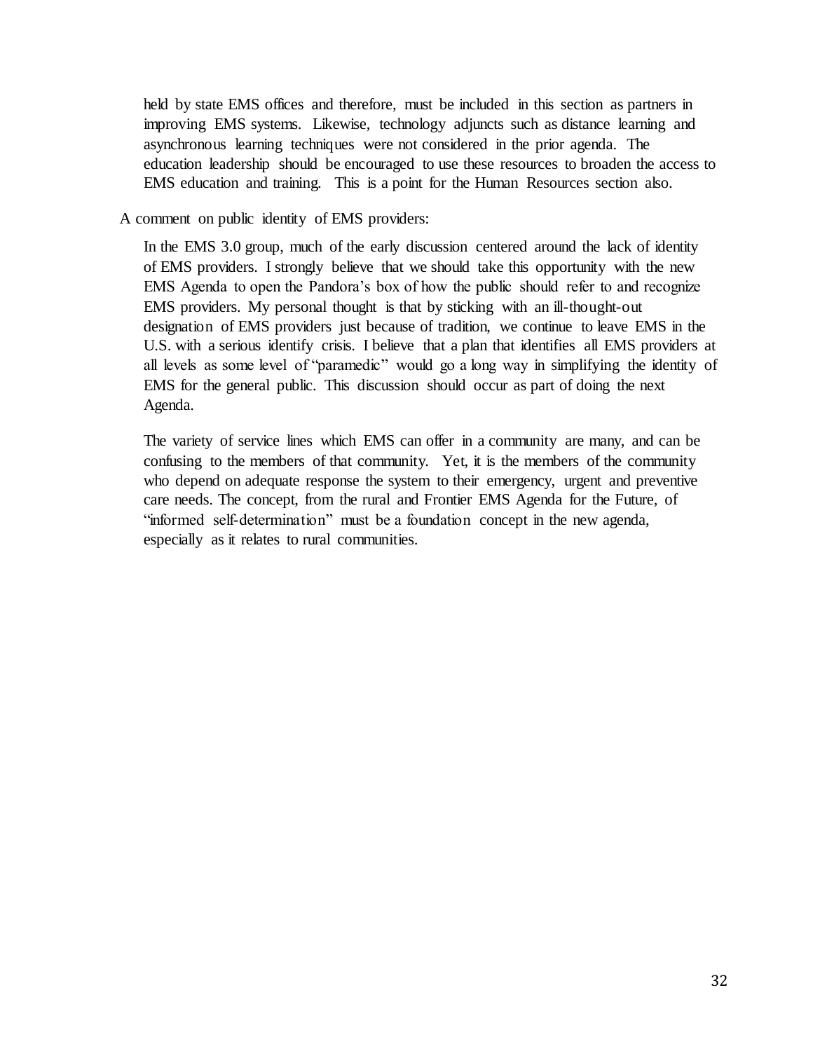held by state EMS offices and therefore, must be included in this section as partners in improving EMS systems. Likewise, technology adjuncts such as distance learning and asynchronous learning techniques were not considered in the prior agenda. The education leadership should be encouraged to use these resources to broaden the access to EMS education and training. This is a point for the Human Resources section also.

A comment on public identity of EMS providers:

In the EMS 3.0 group, much of the early discussion centered around the lack of identity of EMS providers. I strongly believe that we should take this opportunity with the new EMS Agenda to open the Pandora's box of how the public should refer to and recognize EMS providers. My personal thought is that by sticking with an ill-thought-out designation of EMS providers just because of tradition, we continue to leave EMS in the U.S. with a serious identify crisis. I believe that a plan that identifies all EMS providers at all levels as some level of "paramedic" would go a long way in simplifying the identity of EMS for the general public. This discussion should occur as part of doing the next Agenda.

The variety of service lines which EMS can offer in a community are many, and can be confusing to the members of that community. Yet, it is the members of the community who depend on adequate response the system to their emergency, urgent and preventive care needs. The concept, from the rural and Frontier EMS Agenda for the Future, of "informed self-determination" must be a foundation concept in the new agenda, especially as it relates to rural communities.